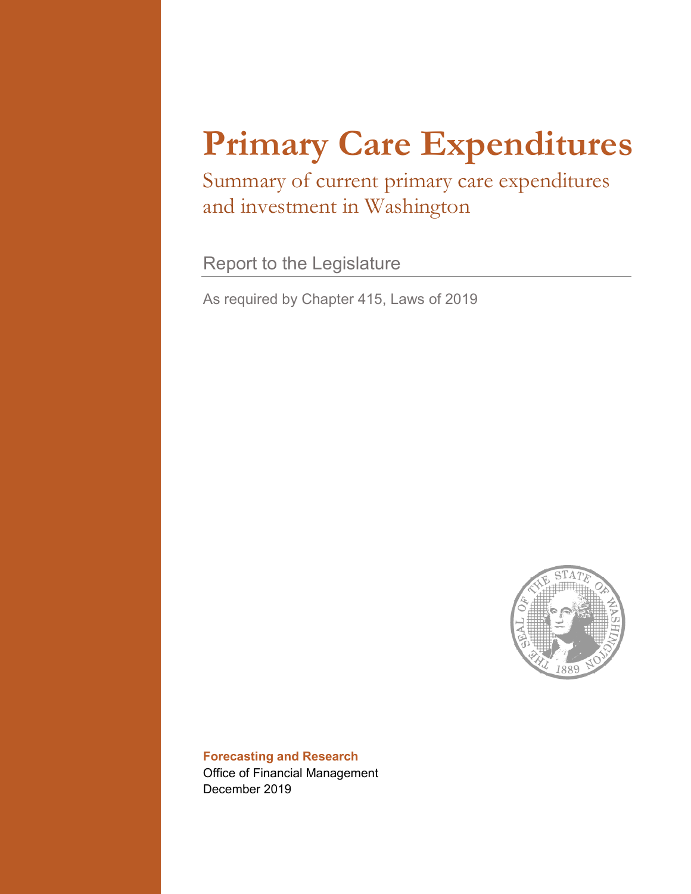# Primary Care Expenditures

## Summary of current primary care expenditures and investment in Washington

Report to the Legislature

As required by Chapter 415, Laws of 2019

**Forecasting and Research**

Office of Financial Management

December 2019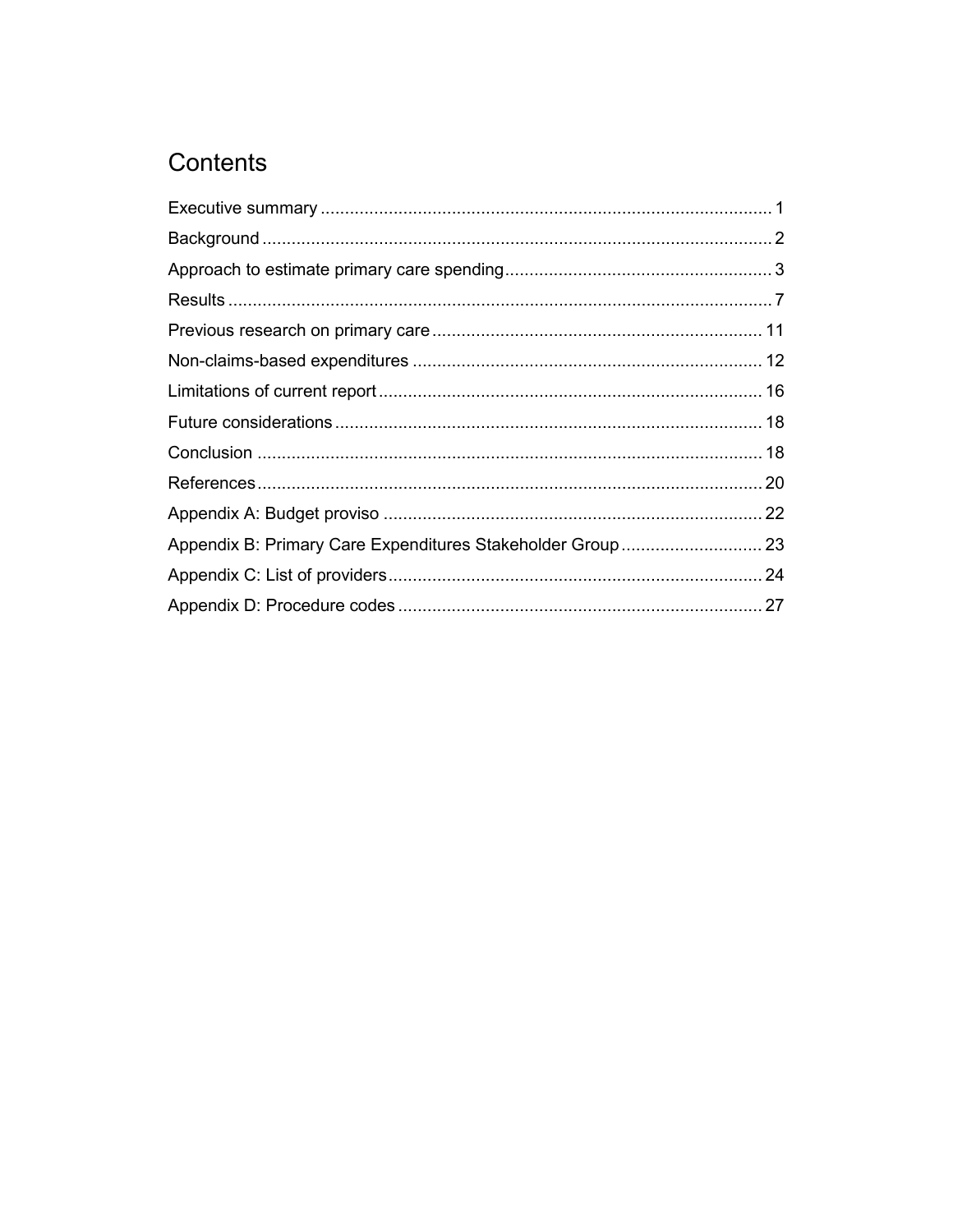# Contents

Executive summary ............................................................................................ 1

Background ........................................................................................................ 2

Approach to estimate primary care spending ....................................................... 3

Results ............................................................................................................... 7

Previous research on primary care ..................................................................... 11

Non-claims-based expenditures ........................................................................ 12

Limitations of current report ............................................................................... 16

Future considerations ........................................................................................ 18

Conclusion ........................................................................................................ 18

References ........................................................................................................ 20

Appendix A: Budget proviso .............................................................................. 22

Appendix B: Primary Care Expenditures Stakeholder Group ............................. 23

Appendix C: List of providers ............................................................................. 24

Appendix D: Procedure codes ........................................................................... 27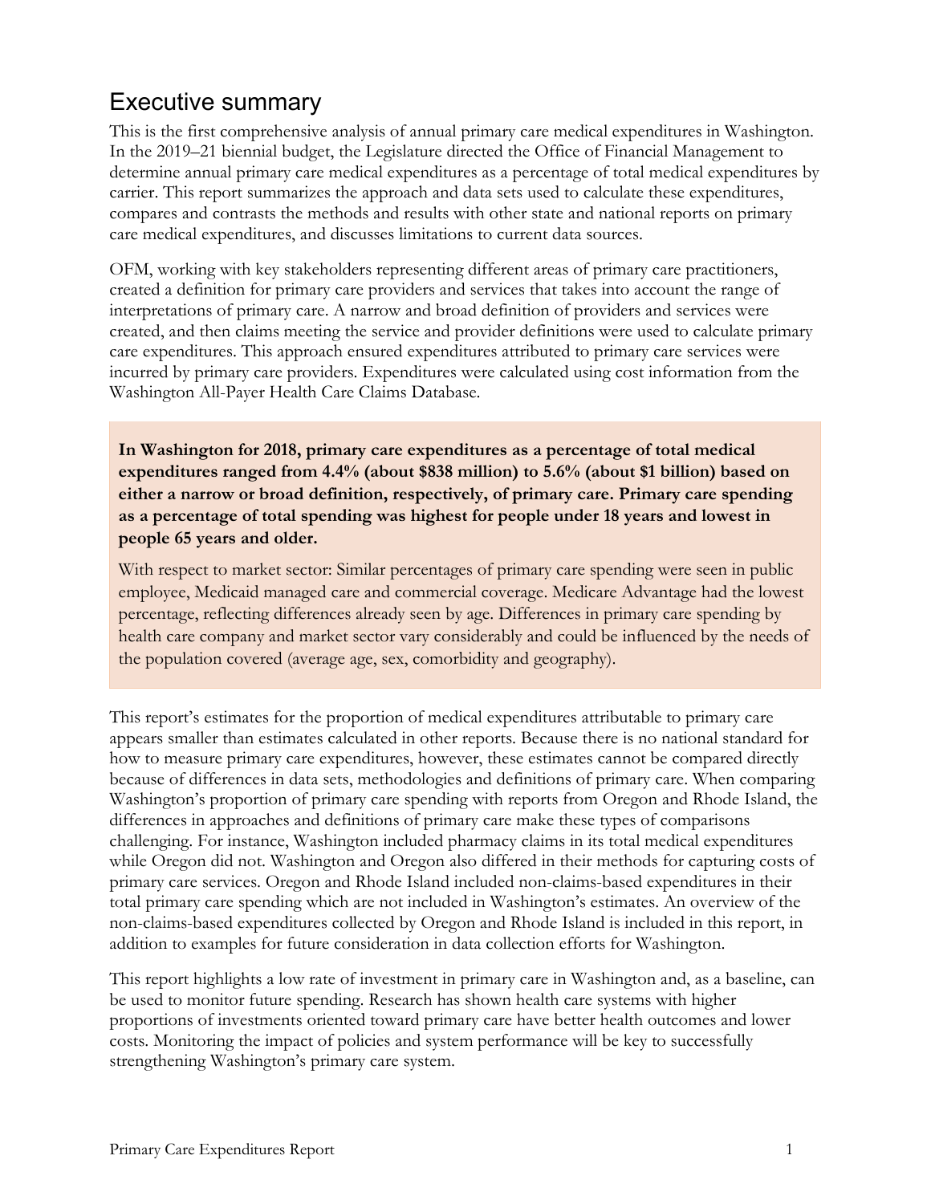# Executive summary

This is the first comprehensive analysis of annual primary care medical expenditures in Washington. In the 2019–21 biennial budget, the Legislature directed the Office of Financial Management to determine annual primary care medical expenditures as a percentage of total medical expenditures by carrier. This report summarizes the approach and data sets used to calculate these expenditures, compares and contrasts the methods and results with other state and national reports on primary care medical expenditures, and discusses limitations to current data sources.

OFM, working with key stakeholders representing different areas of primary care practitioners, created a definition for primary care providers and services that takes into account the range of interpretations of primary care. A narrow and broad definition of providers and services were created, and then claims meeting the service and provider definitions were used to calculate primary care expenditures. This approach ensured expenditures attributed to primary care services were incurred by primary care providers. Expenditures were calculated using cost information from the Washington All-Payer Health Care Claims Database.

**In Washington for 2018, primary care expenditures as a percentage of total medical expenditures ranged from 4.4% (about $838 million) to 5.6% (about $1 billion) based on either a narrow or broad definition, respectively, of primary care. Primary care spending as a percentage of total spending was highest for people under 18 years and lowest in people 65 years and older.**

With respect to market sector: Similar percentages of primary care spending were seen in public employee, Medicaid managed care and commercial coverage. Medicare Advantage had the lowest percentage, reflecting differences already seen by age. Differences in primary care spending by health care company and market sector vary considerably and could be influenced by the needs of the population covered (average age, sex, comorbidity and geography).

This report's estimates for the proportion of medical expenditures attributable to primary care appears smaller than estimates calculated in other reports. Because there is no national standard for how to measure primary care expenditures, however, these estimates cannot be compared directly because of differences in data sets, methodologies and definitions of primary care. When comparing Washington's proportion of primary care spending with reports from Oregon and Rhode Island, the differences in approaches and definitions of primary care make these types of comparisons challenging. For instance, Washington included pharmacy claims in its total medical expenditures while Oregon did not. Washington and Oregon also differed in their methods for capturing costs of primary care services. Oregon and Rhode Island included non-claims-based expenditures in their total primary care spending which are not included in Washington's estimates. An overview of the non-claims-based expenditures collected by Oregon and Rhode Island is included in this report, in addition to examples for future consideration in data collection efforts for Washington.

This report highlights a low rate of investment in primary care in Washington and, as a baseline, can be used to monitor future spending. Research has shown health care systems with higher proportions of investments oriented toward primary care have better health outcomes and lower costs. Monitoring the impact of policies and system performance will be key to successfully strengthening Washington's primary care system.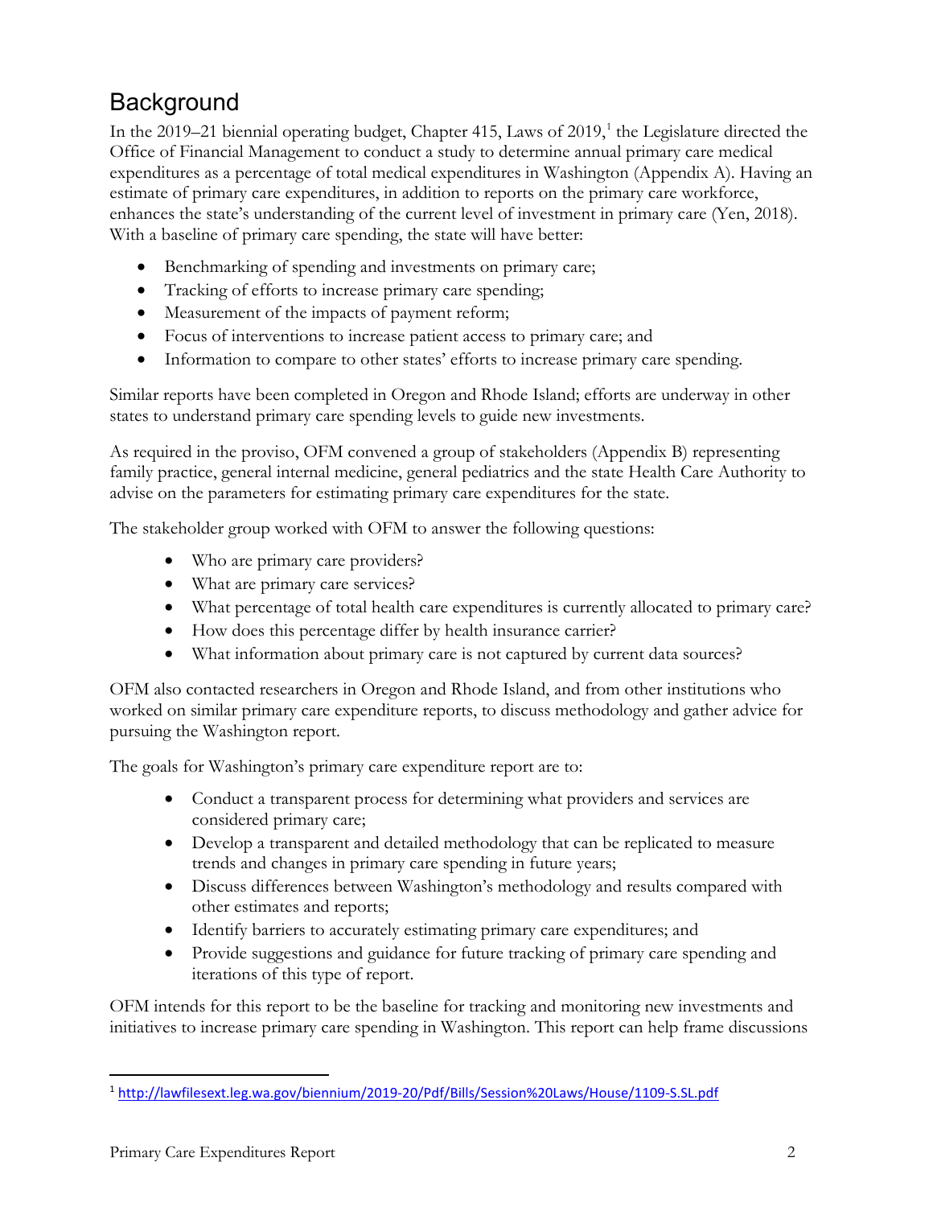## Background

In the 2019–21 biennial operating budget, Chapter 415, Laws of 2019,[1] the Legislature directed the Office of Financial Management to conduct a study to determine annual primary care medical expenditures as a percentage of total medical expenditures in Washington (Appendix A). Having an estimate of primary care expenditures, in addition to reports on the primary care workforce, enhances the state's understanding of the current level of investment in primary care (Yen, 2018). With a baseline of primary care spending, the state will have better:

- Benchmarking of spending and investments on primary care;
- Tracking of efforts to increase primary care spending;
- Measurement of the impacts of payment reform;
- Focus of interventions to increase patient access to primary care; and
- Information to compare to other states' efforts to increase primary care spending.

Similar reports have been completed in Oregon and Rhode Island; efforts are underway in other states to understand primary care spending levels to guide new investments.

As required in the proviso, OFM convened a group of stakeholders (Appendix B) representing family practice, general internal medicine, general pediatrics and the state Health Care Authority to advise on the parameters for estimating primary care expenditures for the state.

The stakeholder group worked with OFM to answer the following questions:

- Who are primary care providers?
- What are primary care services?
- What percentage of total health care expenditures is currently allocated to primary care?
- How does this percentage differ by health insurance carrier?
- What information about primary care is not captured by current data sources?

OFM also contacted researchers in Oregon and Rhode Island, and from other institutions who worked on similar primary care expenditure reports, to discuss methodology and gather advice for pursuing the Washington report.

The goals for Washington's primary care expenditure report are to:

- Conduct a transparent process for determining what providers and services are considered primary care;
- Develop a transparent and detailed methodology that can be replicated to measure trends and changes in primary care spending in future years;
- Discuss differences between Washington's methodology and results compared with other estimates and reports;
- Identify barriers to accurately estimating primary care expenditures; and
- Provide suggestions and guidance for future tracking of primary care spending and iterations of this type of report.

OFM intends for this report to be the baseline for tracking and monitoring new investments and initiatives to increase primary care spending in Washington. This report can help frame discussions

[1] http://lawfilesext.leg.wa.gov/biennium/2019-20/Pdf/Bills/Session%20Laws/House/1109-S.SL.pdf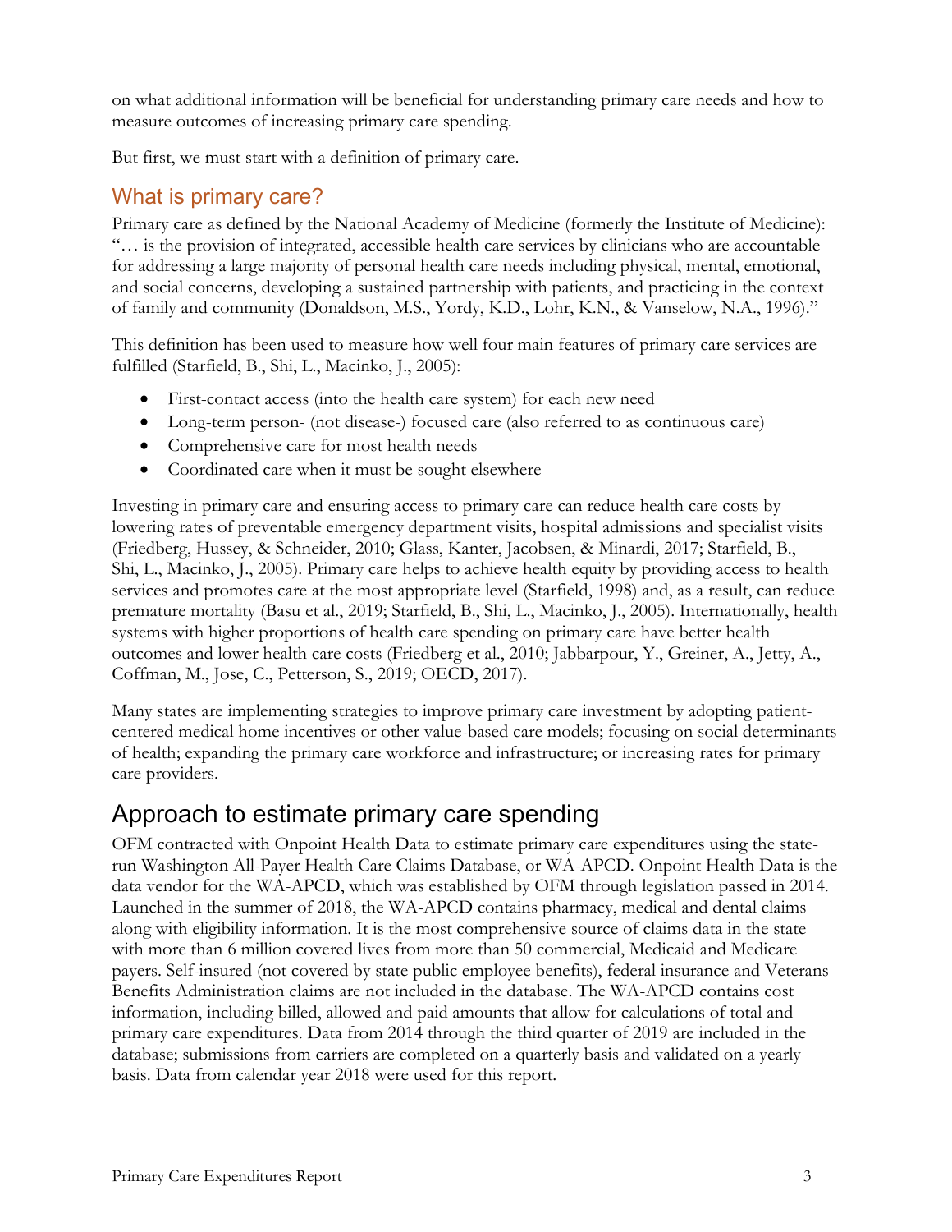on what additional information will be beneficial for understanding primary care needs and how to measure outcomes of increasing primary care spending.

But first, we must start with a definition of primary care.

### What is primary care?

Primary care as defined by the National Academy of Medicine (formerly the Institute of Medicine): "… is the provision of integrated, accessible health care services by clinicians who are accountable for addressing a large majority of personal health care needs including physical, mental, emotional, and social concerns, developing a sustained partnership with patients, and practicing in the context of family and community (Donaldson, M.S., Yordy, K.D., Lohr, K.N., & Vanselow, N.A., 1996)."

This definition has been used to measure how well four main features of primary care services are fulfilled (Starfield, B., Shi, L., Macinko, J., 2005):

- First-contact access (into the health care system) for each new need
- Long-term person- (not disease-) focused care (also referred to as continuous care)
- Comprehensive care for most health needs
- Coordinated care when it must be sought elsewhere

Investing in primary care and ensuring access to primary care can reduce health care costs by lowering rates of preventable emergency department visits, hospital admissions and specialist visits (Friedberg, Hussey, & Schneider, 2010; Glass, Kanter, Jacobsen, & Minardi, 2017; Starfield, B., Shi, L., Macinko, J., 2005). Primary care helps to achieve health equity by providing access to health services and promotes care at the most appropriate level (Starfield, 1998) and, as a result, can reduce premature mortality (Basu et al., 2019; Starfield, B., Shi, L., Macinko, J., 2005). Internationally, health systems with higher proportions of health care spending on primary care have better health outcomes and lower health care costs (Friedberg et al., 2010; Jabbarpour, Y., Greiner, A., Jetty, A., Coffman, M., Jose, C., Petterson, S., 2019; OECD, 2017).

Many states are implementing strategies to improve primary care investment by adopting patient-centered medical home incentives or other value-based care models; focusing on social determinants of health; expanding the primary care workforce and infrastructure; or increasing rates for primary care providers.

## Approach to estimate primary care spending

OFM contracted with Onpoint Health Data to estimate primary care expenditures using the state-run Washington All-Payer Health Care Claims Database, or WA-APCD. Onpoint Health Data is the data vendor for the WA-APCD, which was established by OFM through legislation passed in 2014. Launched in the summer of 2018, the WA-APCD contains pharmacy, medical and dental claims along with eligibility information. It is the most comprehensive source of claims data in the state with more than 6 million covered lives from more than 50 commercial, Medicaid and Medicare payers. Self-insured (not covered by state public employee benefits), federal insurance and Veterans Benefits Administration claims are not included in the database. The WA-APCD contains cost information, including billed, allowed and paid amounts that allow for calculations of total and primary care expenditures. Data from 2014 through the third quarter of 2019 are included in the database; submissions from carriers are completed on a quarterly basis and validated on a yearly basis. Data from calendar year 2018 were used for this report.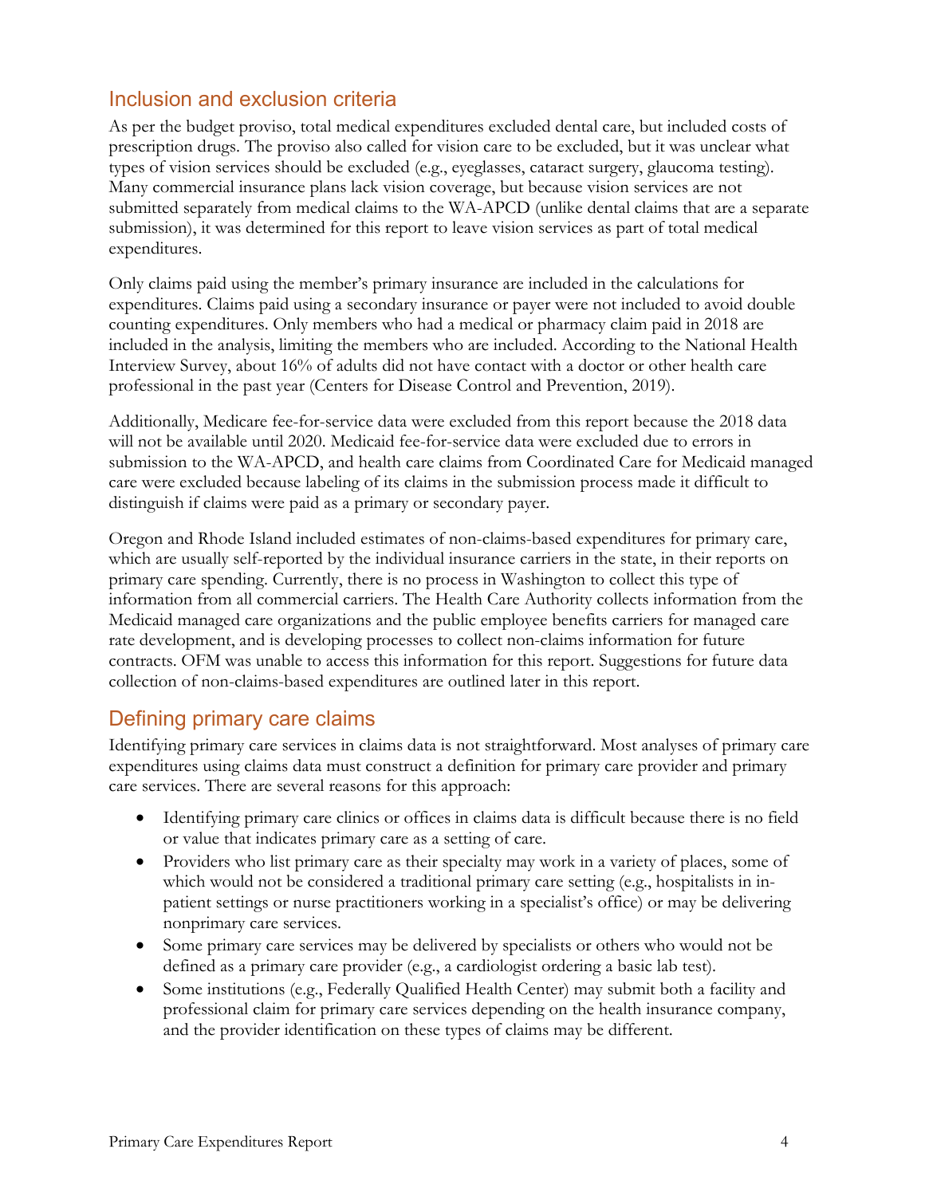## Inclusion and exclusion criteria

As per the budget proviso, total medical expenditures excluded dental care, but included costs of prescription drugs. The proviso also called for vision care to be excluded, but it was unclear what types of vision services should be excluded (e.g., eyeglasses, cataract surgery, glaucoma testing). Many commercial insurance plans lack vision coverage, but because vision services are not submitted separately from medical claims to the WA-APCD (unlike dental claims that are a separate submission), it was determined for this report to leave vision services as part of total medical expenditures.

Only claims paid using the member's primary insurance are included in the calculations for expenditures. Claims paid using a secondary insurance or payer were not included to avoid double counting expenditures. Only members who had a medical or pharmacy claim paid in 2018 are included in the analysis, limiting the members who are included. According to the National Health Interview Survey, about 16% of adults did not have contact with a doctor or other health care professional in the past year (Centers for Disease Control and Prevention, 2019).

Additionally, Medicare fee-for-service data were excluded from this report because the 2018 data will not be available until 2020. Medicaid fee-for-service data were excluded due to errors in submission to the WA-APCD, and health care claims from Coordinated Care for Medicaid managed care were excluded because labeling of its claims in the submission process made it difficult to distinguish if claims were paid as a primary or secondary payer.

Oregon and Rhode Island included estimates of non-claims-based expenditures for primary care, which are usually self-reported by the individual insurance carriers in the state, in their reports on primary care spending. Currently, there is no process in Washington to collect this type of information from all commercial carriers. The Health Care Authority collects information from the Medicaid managed care organizations and the public employee benefits carriers for managed care rate development, and is developing processes to collect non-claims information for future contracts. OFM was unable to access this information for this report. Suggestions for future data collection of non-claims-based expenditures are outlined later in this report.

## Defining primary care claims

Identifying primary care services in claims data is not straightforward. Most analyses of primary care expenditures using claims data must construct a definition for primary care provider and primary care services. There are several reasons for this approach:

- Identifying primary care clinics or offices in claims data is difficult because there is no field or value that indicates primary care as a setting of care.
- Providers who list primary care as their specialty may work in a variety of places, some of which would not be considered a traditional primary care setting (e.g., hospitalists in in-patient settings or nurse practitioners working in a specialist's office) or may be delivering nonprimary care services.
- Some primary care services may be delivered by specialists or others who would not be defined as a primary care provider (e.g., a cardiologist ordering a basic lab test).
- Some institutions (e.g., Federally Qualified Health Center) may submit both a facility and professional claim for primary care services depending on the health insurance company, and the provider identification on these types of claims may be different.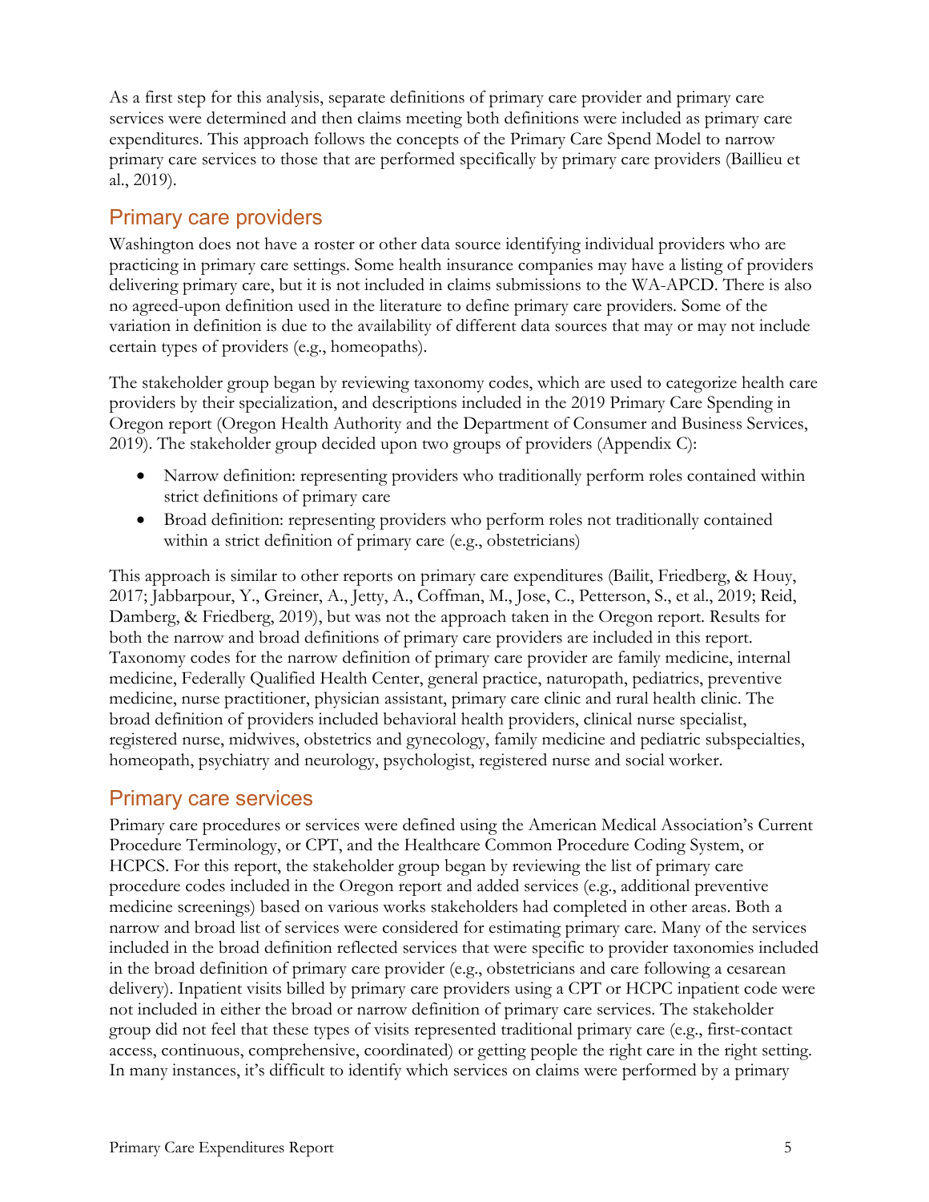As a first step for this analysis, separate definitions of primary care provider and primary care services were determined and then claims meeting both definitions were included as primary care expenditures. This approach follows the concepts of the Primary Care Spend Model to narrow primary care services to those that are performed specifically by primary care providers (Baillieu et al., 2019).

## Primary care providers

Washington does not have a roster or other data source identifying individual providers who are practicing in primary care settings. Some health insurance companies may have a listing of providers delivering primary care, but it is not included in claims submissions to the WA-APCD. There is also no agreed-upon definition used in the literature to define primary care providers. Some of the variation in definition is due to the availability of different data sources that may or may not include certain types of providers (e.g., homeopaths).

The stakeholder group began by reviewing taxonomy codes, which are used to categorize health care providers by their specialization, and descriptions included in the 2019 Primary Care Spending in Oregon report (Oregon Health Authority and the Department of Consumer and Business Services, 2019). The stakeholder group decided upon two groups of providers (Appendix C):

- Narrow definition: representing providers who traditionally perform roles contained within strict definitions of primary care
- Broad definition: representing providers who perform roles not traditionally contained within a strict definition of primary care (e.g., obstetricians)

This approach is similar to other reports on primary care expenditures (Bailit, Friedberg, & Houy, 2017; Jabbarpour, Y., Greiner, A., Jetty, A., Coffman, M., Jose, C., Petterson, S., et al., 2019; Reid, Damberg, & Friedberg, 2019), but was not the approach taken in the Oregon report. Results for both the narrow and broad definitions of primary care providers are included in this report. Taxonomy codes for the narrow definition of primary care provider are family medicine, internal medicine, Federally Qualified Health Center, general practice, naturopath, pediatrics, preventive medicine, nurse practitioner, physician assistant, primary care clinic and rural health clinic. The broad definition of providers included behavioral health providers, clinical nurse specialist, registered nurse, midwives, obstetrics and gynecology, family medicine and pediatric subspecialties, homeopath, psychiatry and neurology, psychologist, registered nurse and social worker.

## Primary care services

Primary care procedures or services were defined using the American Medical Association's Current Procedure Terminology, or CPT, and the Healthcare Common Procedure Coding System, or HCPCS. For this report, the stakeholder group began by reviewing the list of primary care procedure codes included in the Oregon report and added services (e.g., additional preventive medicine screenings) based on various works stakeholders had completed in other areas. Both a narrow and broad list of services were considered for estimating primary care. Many of the services included in the broad definition reflected services that were specific to provider taxonomies included in the broad definition of primary care provider (e.g., obstetricians and care following a cesarean delivery). Inpatient visits billed by primary care providers using a CPT or HCPC inpatient code were not included in either the broad or narrow definition of primary care services. The stakeholder group did not feel that these types of visits represented traditional primary care (e.g., first-contact access, continuous, comprehensive, coordinated) or getting people the right care in the right setting. In many instances, it's difficult to identify which services on claims were performed by a primary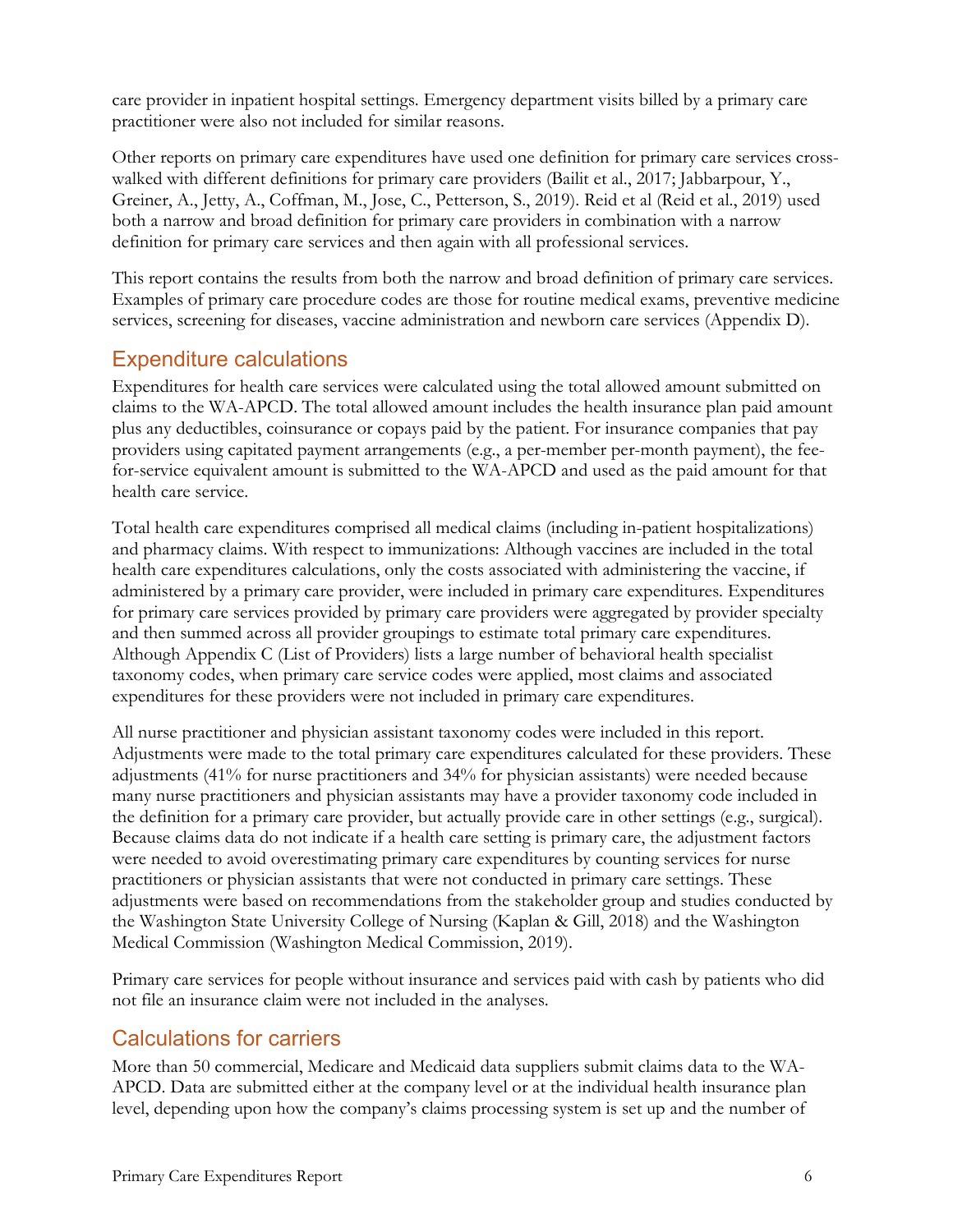care provider in inpatient hospital settings. Emergency department visits billed by a primary care practitioner were also not included for similar reasons.

Other reports on primary care expenditures have used one definition for primary care services cross-walked with different definitions for primary care providers (Bailit et al., 2017; Jabbarpour, Y., Greiner, A., Jetty, A., Coffman, M., Jose, C., Petterson, S., 2019). Reid et al (Reid et al., 2019) used both a narrow and broad definition for primary care providers in combination with a narrow definition for primary care services and then again with all professional services.

This report contains the results from both the narrow and broad definition of primary care services. Examples of primary care procedure codes are those for routine medical exams, preventive medicine services, screening for diseases, vaccine administration and newborn care services (Appendix D).

## Expenditure calculations

Expenditures for health care services were calculated using the total allowed amount submitted on claims to the WA-APCD. The total allowed amount includes the health insurance plan paid amount plus any deductibles, coinsurance or copays paid by the patient. For insurance companies that pay providers using capitated payment arrangements (e.g., a per-member per-month payment), the fee-for-service equivalent amount is submitted to the WA-APCD and used as the paid amount for that health care service.

Total health care expenditures comprised all medical claims (including in-patient hospitalizations) and pharmacy claims. With respect to immunizations: Although vaccines are included in the total health care expenditures calculations, only the costs associated with administering the vaccine, if administered by a primary care provider, were included in primary care expenditures. Expenditures for primary care services provided by primary care providers were aggregated by provider specialty and then summed across all provider groupings to estimate total primary care expenditures. Although Appendix C (List of Providers) lists a large number of behavioral health specialist taxonomy codes, when primary care service codes were applied, most claims and associated expenditures for these providers were not included in primary care expenditures.

All nurse practitioner and physician assistant taxonomy codes were included in this report. Adjustments were made to the total primary care expenditures calculated for these providers. These adjustments (41% for nurse practitioners and 34% for physician assistants) were needed because many nurse practitioners and physician assistants may have a provider taxonomy code included in the definition for a primary care provider, but actually provide care in other settings (e.g., surgical). Because claims data do not indicate if a health care setting is primary care, the adjustment factors were needed to avoid overestimating primary care expenditures by counting services for nurse practitioners or physician assistants that were not conducted in primary care settings. These adjustments were based on recommendations from the stakeholder group and studies conducted by the Washington State University College of Nursing (Kaplan & Gill, 2018) and the Washington Medical Commission (Washington Medical Commission, 2019).

Primary care services for people without insurance and services paid with cash by patients who did not file an insurance claim were not included in the analyses.

## Calculations for carriers

More than 50 commercial, Medicare and Medicaid data suppliers submit claims data to the WA-APCD. Data are submitted either at the company level or at the individual health insurance plan level, depending upon how the company's claims processing system is set up and the number of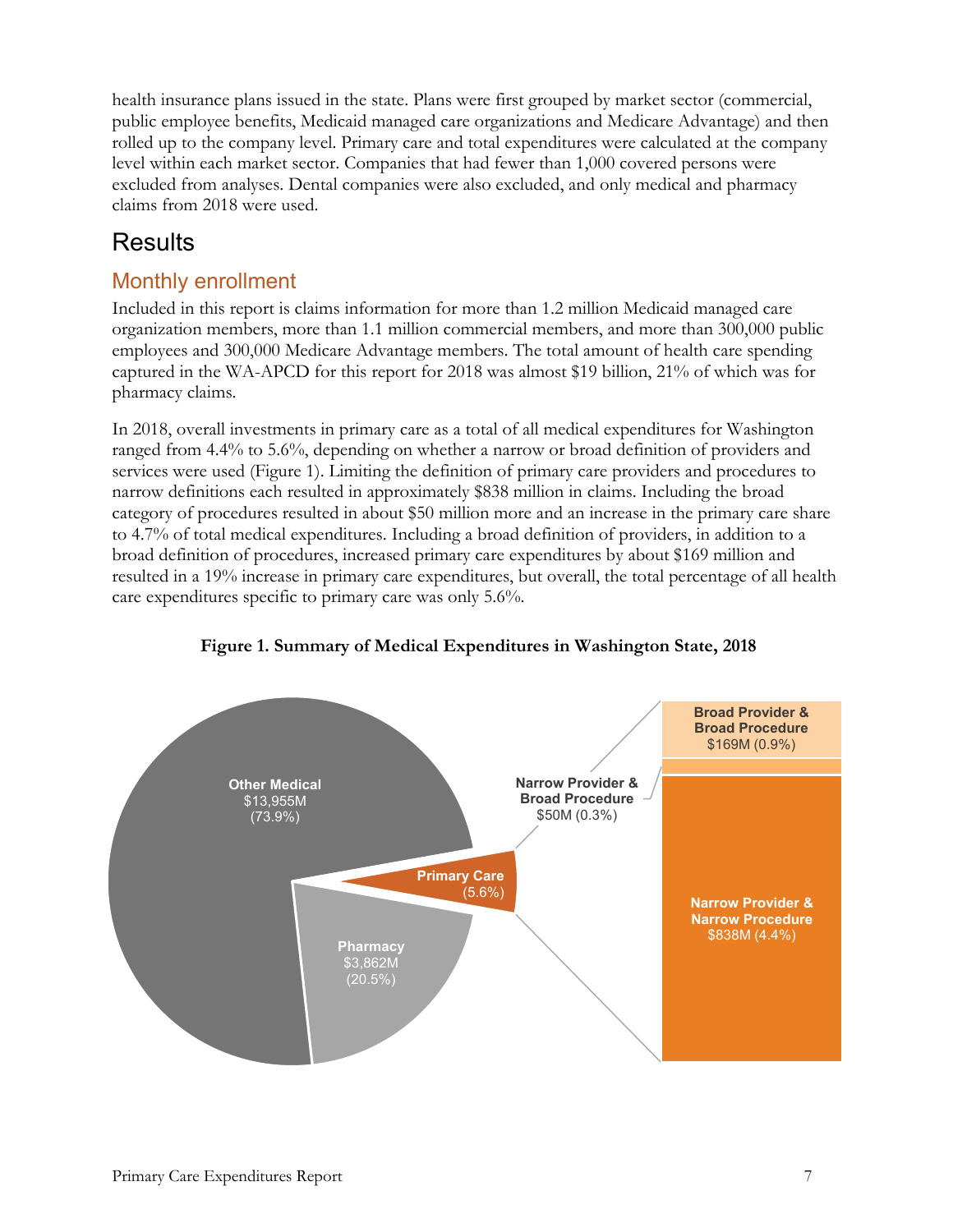health insurance plans issued in the state. Plans were first grouped by market sector (commercial, public employee benefits, Medicaid managed care organizations and Medicare Advantage) and then rolled up to the company level. Primary care and total expenditures were calculated at the company level within each market sector. Companies that had fewer than 1,000 covered persons were excluded from analyses. Dental companies were also excluded, and only medical and pharmacy claims from 2018 were used.

# Results

## Monthly enrollment

Included in this report is claims information for more than 1.2 million Medicaid managed care organization members, more than 1.1 million commercial members, and more than 300,000 public employees and 300,000 Medicare Advantage members. The total amount of health care spending captured in the WA-APCD for this report for 2018 was almost $19 billion, 21% of which was for pharmacy claims.

In 2018, overall investments in primary care as a total of all medical expenditures for Washington ranged from 4.4% to 5.6%, depending on whether a narrow or broad definition of providers and services were used (Figure 1). Limiting the definition of primary care providers and procedures to narrow definitions each resulted in approximately $838 million in claims. Including the broad category of procedures resulted in about $50 million more and an increase in the primary care share to 4.7% of total medical expenditures. Including a broad definition of providers, in addition to a broad definition of procedures, increased primary care expenditures by about $169 million and resulted in a 19% increase in primary care expenditures, but overall, the total percentage of all health care expenditures specific to primary care was only 5.6%.

**Figure 1. Summary of Medical Expenditures in Washington State, 2018**

| Category | Amount | Share |
|---|---|---|
| Other Medical | $13,955M | 73.9% |
| Pharmacy | $3,862M | 20.5% |
| Primary Care | | 5.6% |
| Narrow Provider & Narrow Procedure | $838M | 4.4% |
| Narrow Provider & Broad Procedure | $50M | 0.3% |
| Broad Provider & Broad Procedure | $169M | 0.9% |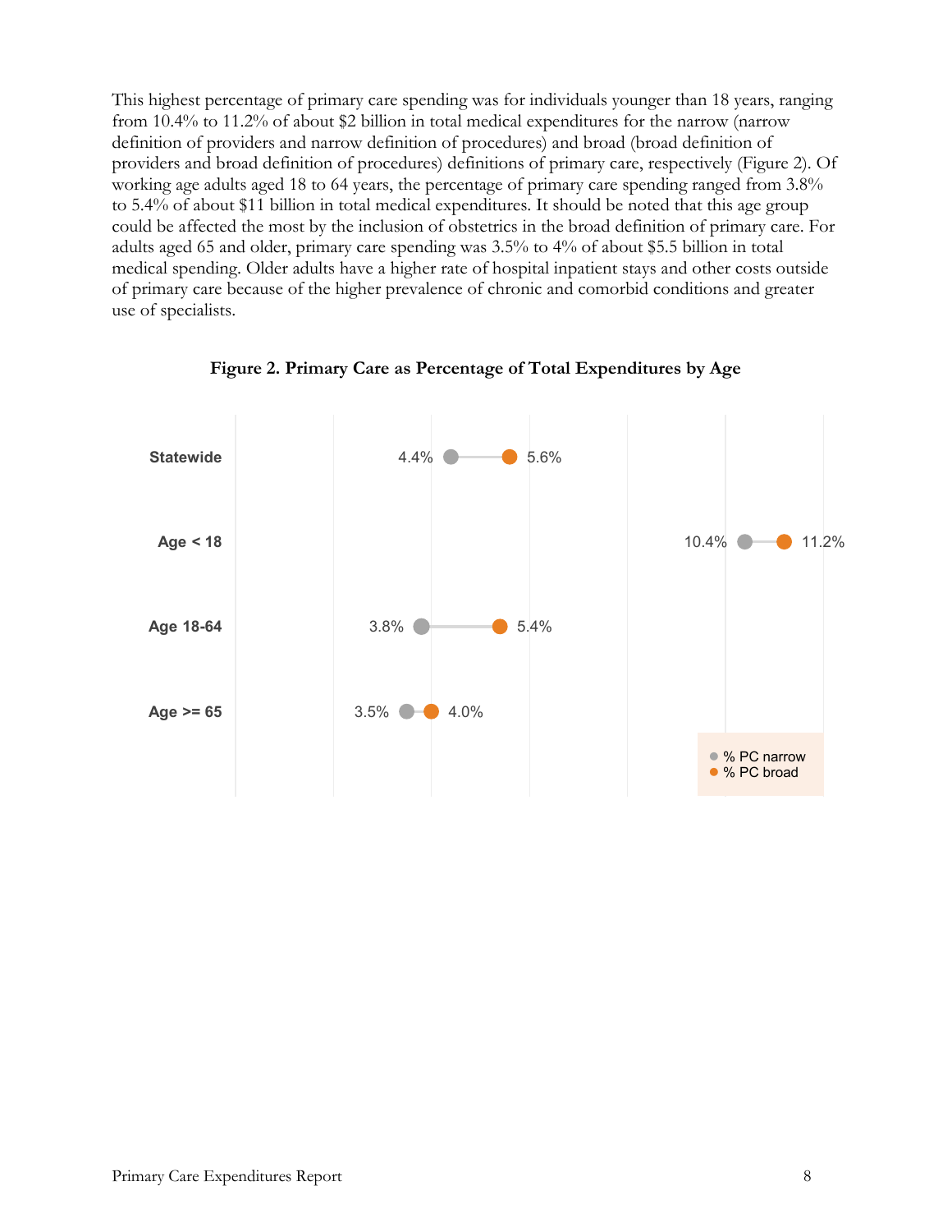This highest percentage of primary care spending was for individuals younger than 18 years, ranging from 10.4% to 11.2% of about $2 billion in total medical expenditures for the narrow (narrow definition of providers and narrow definition of procedures) and broad (broad definition of providers and broad definition of procedures) definitions of primary care, respectively (Figure 2). Of working age adults aged 18 to 64 years, the percentage of primary care spending ranged from 3.8% to 5.4% of about $11 billion in total medical expenditures. It should be noted that this age group could be affected the most by the inclusion of obstetrics in the broad definition of primary care. For adults aged 65 and older, primary care spending was 3.5% to 4% of about $5.5 billion in total medical spending. Older adults have a higher rate of hospital inpatient stays and other costs outside of primary care because of the higher prevalence of chronic and comorbid conditions and greater use of specialists.

**Figure 2. Primary Care as Percentage of Total Expenditures by Age**

| | % PC narrow | % PC broad |
|---|---|---|
| Statewide | 4.4% | 5.6% |
| Age < 18 | 10.4% | 11.2% |
| Age 18-64 | 3.8% | 5.4% |
| Age >= 65 | 3.5% | 4.0% |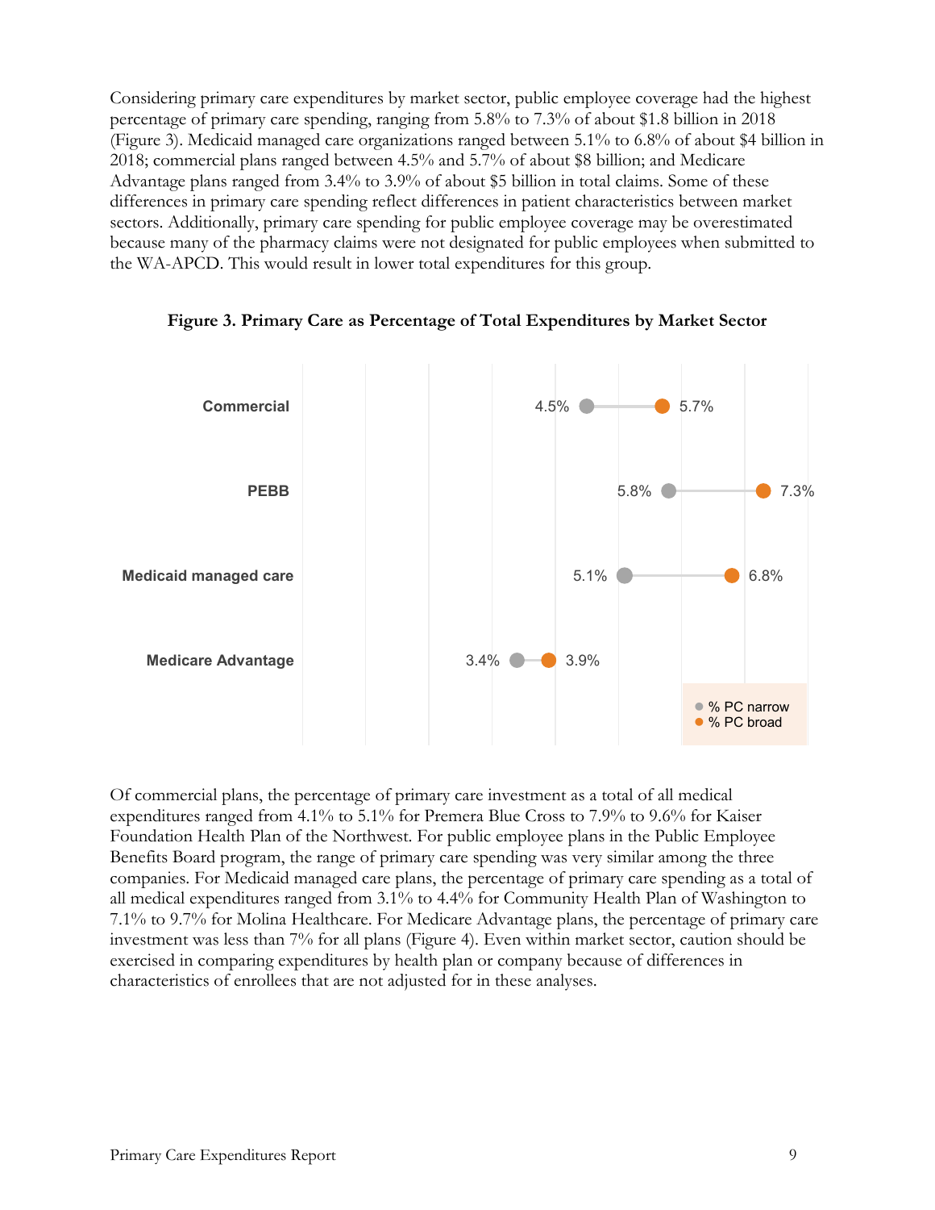Considering primary care expenditures by market sector, public employee coverage had the highest percentage of primary care spending, ranging from 5.8% to 7.3% of about $1.8 billion in 2018 (Figure 3). Medicaid managed care organizations ranged between 5.1% to 6.8% of about $4 billion in 2018; commercial plans ranged between 4.5% and 5.7% of about $8 billion; and Medicare Advantage plans ranged from 3.4% to 3.9% of about $5 billion in total claims. Some of these differences in primary care spending reflect differences in patient characteristics between market sectors. Additionally, primary care spending for public employee coverage may be overestimated because many of the pharmacy claims were not designated for public employees when submitted to the WA-APCD. This would result in lower total expenditures for this group.

**Figure 3. Primary Care as Percentage of Total Expenditures by Market Sector**

| Market Sector | % PC narrow | % PC broad |
|---|---|---|
| Commercial | 4.5% | 5.7% |
| PEBB | 5.8% | 7.3% |
| Medicaid managed care | 5.1% | 6.8% |
| Medicare Advantage | 3.4% | 3.9% |

Of commercial plans, the percentage of primary care investment as a total of all medical expenditures ranged from 4.1% to 5.1% for Premera Blue Cross to 7.9% to 9.6% for Kaiser Foundation Health Plan of the Northwest. For public employee plans in the Public Employee Benefits Board program, the range of primary care spending was very similar among the three companies. For Medicaid managed care plans, the percentage of primary care spending as a total of all medical expenditures ranged from 3.1% to 4.4% for Community Health Plan of Washington to 7.1% to 9.7% for Molina Healthcare. For Medicare Advantage plans, the percentage of primary care investment was less than 7% for all plans (Figure 4). Even within market sector, caution should be exercised in comparing expenditures by health plan or company because of differences in characteristics of enrollees that are not adjusted for in these analyses.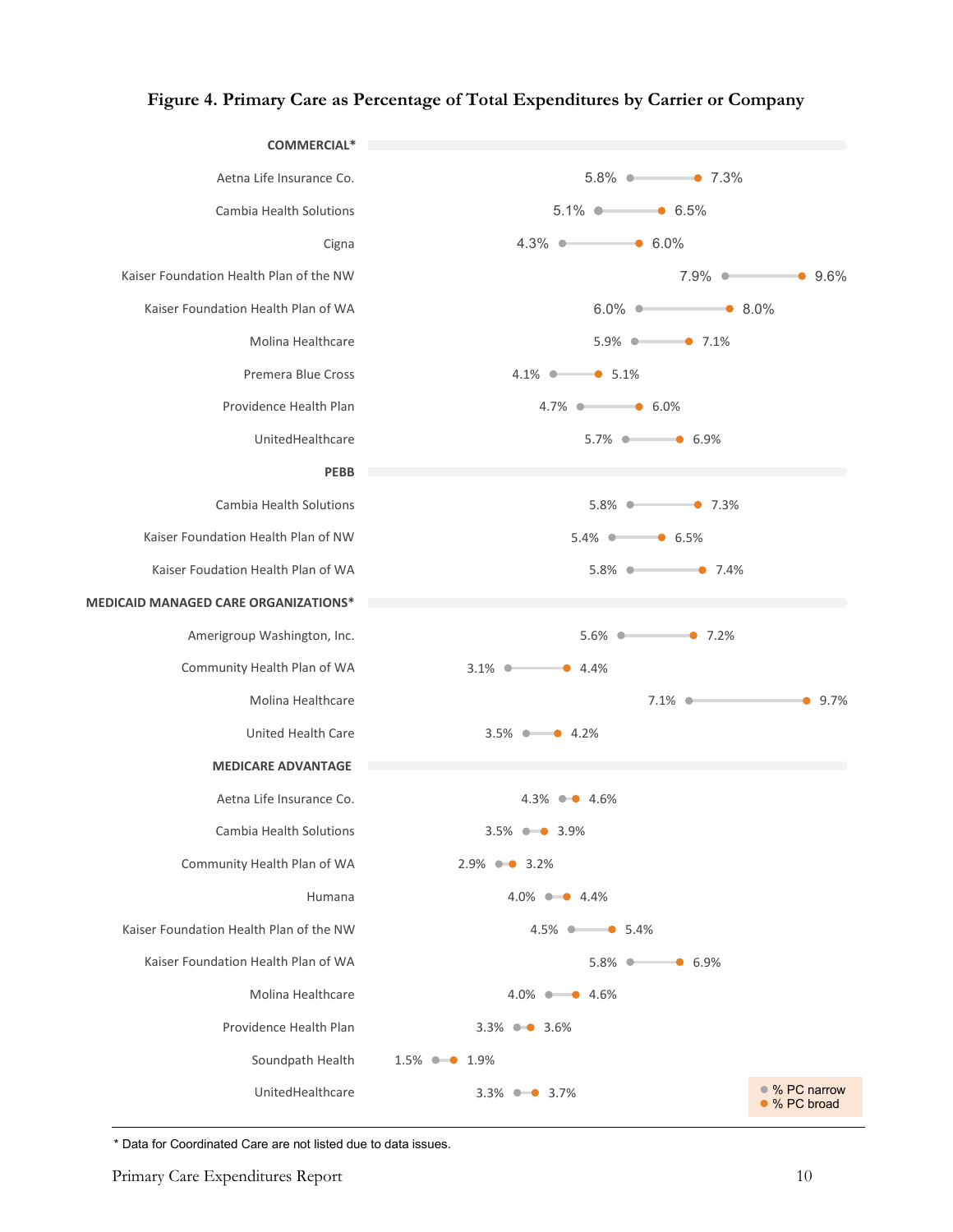**Figure 4. Primary Care as Percentage of Total Expenditures by Carrier or Company**

| Carrier or Company | % PC narrow | % PC broad |
|---|---|---|
| **COMMERCIAL*** | | |
| Aetna Life Insurance Co. | 5.8% | 7.3% |
| Cambia Health Solutions | 5.1% | 6.5% |
| Cigna | 4.3% | 6.0% |
| Kaiser Foundation Health Plan of the NW | 7.9% | 9.6% |
| Kaiser Foundation Health Plan of WA | 6.0% | 8.0% |
| Molina Healthcare | 5.9% | 7.1% |
| Premera Blue Cross | 4.1% | 5.1% |
| Providence Health Plan | 4.7% | 6.0% |
| UnitedHealthcare | 5.7% | 6.9% |
| **PEBB** | | |
| Cambia Health Solutions | 5.8% | 7.3% |
| Kaiser Foundation Health Plan of NW | 5.4% | 6.5% |
| Kaiser Foudation Health Plan of WA | 5.8% | 7.4% |
| **MEDICAID MANAGED CARE ORGANIZATIONS*** | | |
| Amerigroup Washington, Inc. | 5.6% | 7.2% |
| Community Health Plan of WA | 3.1% | 4.4% |
| Molina Healthcare | 7.1% | 9.7% |
| United Health Care | 3.5% | 4.2% |
| **MEDICARE ADVANTAGE** | | |
| Aetna Life Insurance Co. | 4.3% | 4.6% |
| Cambia Health Solutions | 3.5% | 3.9% |
| Community Health Plan of WA | 2.9% | 3.2% |
| Humana | 4.0% | 4.4% |
| Kaiser Foundation Health Plan of the NW | 4.5% | 5.4% |
| Kaiser Foundation Health Plan of WA | 5.8% | 6.9% |
| Molina Healthcare | 4.0% | 4.6% |
| Providence Health Plan | 3.3% | 3.6% |
| Soundpath Health | 1.5% | 1.9% |
| UnitedHealthcare | 3.3% | 3.7% |

\* Data for Coordinated Care are not listed due to data issues.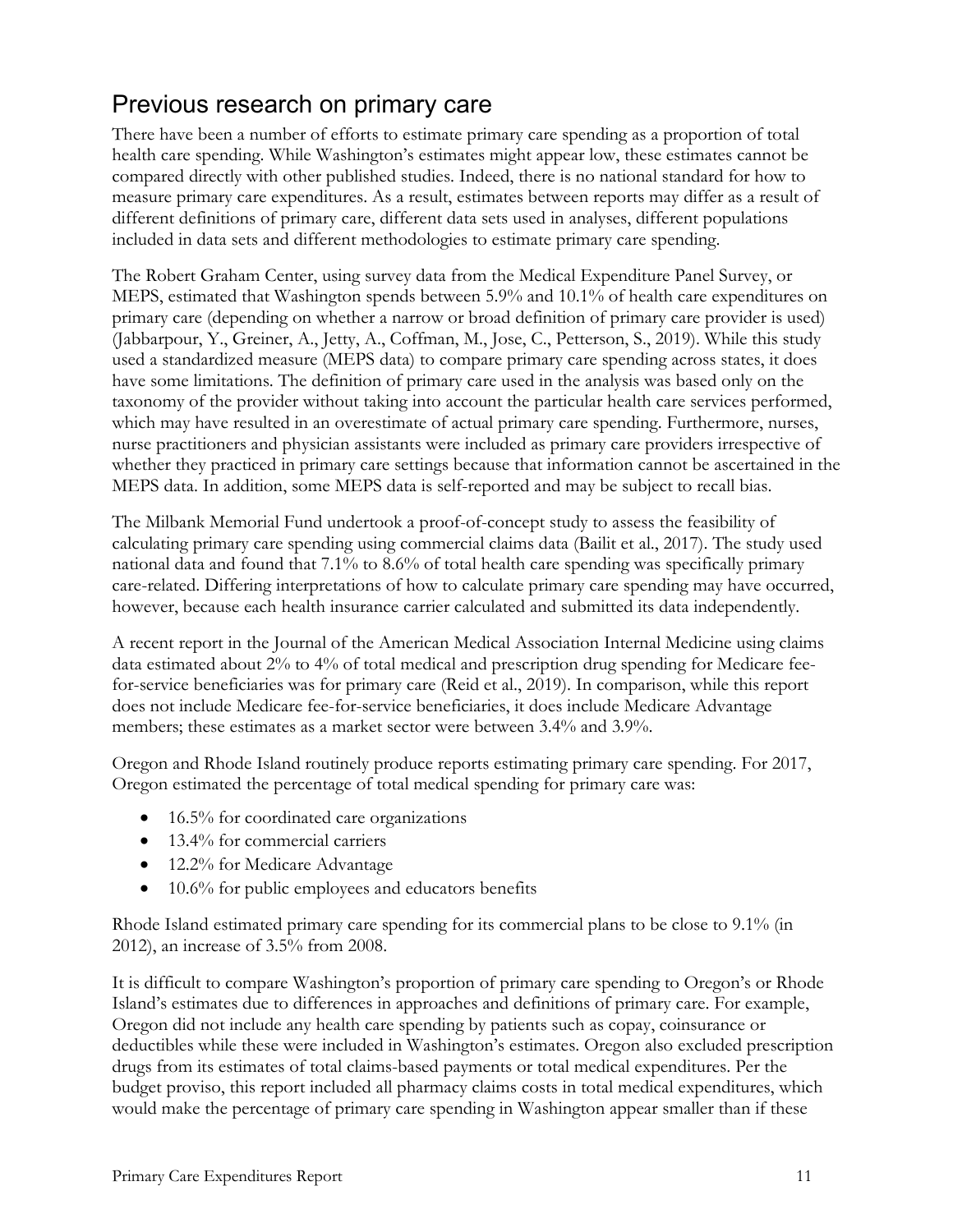## Previous research on primary care

There have been a number of efforts to estimate primary care spending as a proportion of total health care spending. While Washington's estimates might appear low, these estimates cannot be compared directly with other published studies. Indeed, there is no national standard for how to measure primary care expenditures. As a result, estimates between reports may differ as a result of different definitions of primary care, different data sets used in analyses, different populations included in data sets and different methodologies to estimate primary care spending.

The Robert Graham Center, using survey data from the Medical Expenditure Panel Survey, or MEPS, estimated that Washington spends between 5.9% and 10.1% of health care expenditures on primary care (depending on whether a narrow or broad definition of primary care provider is used) (Jabbarpour, Y., Greiner, A., Jetty, A., Coffman, M., Jose, C., Petterson, S., 2019). While this study used a standardized measure (MEPS data) to compare primary care spending across states, it does have some limitations. The definition of primary care used in the analysis was based only on the taxonomy of the provider without taking into account the particular health care services performed, which may have resulted in an overestimate of actual primary care spending. Furthermore, nurses, nurse practitioners and physician assistants were included as primary care providers irrespective of whether they practiced in primary care settings because that information cannot be ascertained in the MEPS data. In addition, some MEPS data is self-reported and may be subject to recall bias.

The Milbank Memorial Fund undertook a proof-of-concept study to assess the feasibility of calculating primary care spending using commercial claims data (Bailit et al., 2017). The study used national data and found that 7.1% to 8.6% of total health care spending was specifically primary care-related. Differing interpretations of how to calculate primary care spending may have occurred, however, because each health insurance carrier calculated and submitted its data independently.

A recent report in the Journal of the American Medical Association Internal Medicine using claims data estimated about 2% to 4% of total medical and prescription drug spending for Medicare fee-for-service beneficiaries was for primary care (Reid et al., 2019). In comparison, while this report does not include Medicare fee-for-service beneficiaries, it does include Medicare Advantage members; these estimates as a market sector were between 3.4% and 3.9%.

Oregon and Rhode Island routinely produce reports estimating primary care spending. For 2017, Oregon estimated the percentage of total medical spending for primary care was:

- 16.5% for coordinated care organizations
- 13.4% for commercial carriers
- 12.2% for Medicare Advantage
- 10.6% for public employees and educators benefits

Rhode Island estimated primary care spending for its commercial plans to be close to 9.1% (in 2012), an increase of 3.5% from 2008.

It is difficult to compare Washington's proportion of primary care spending to Oregon's or Rhode Island's estimates due to differences in approaches and definitions of primary care. For example, Oregon did not include any health care spending by patients such as copay, coinsurance or deductibles while these were included in Washington's estimates. Oregon also excluded prescription drugs from its estimates of total claims-based payments or total medical expenditures. Per the budget proviso, this report included all pharmacy claims costs in total medical expenditures, which would make the percentage of primary care spending in Washington appear smaller than if these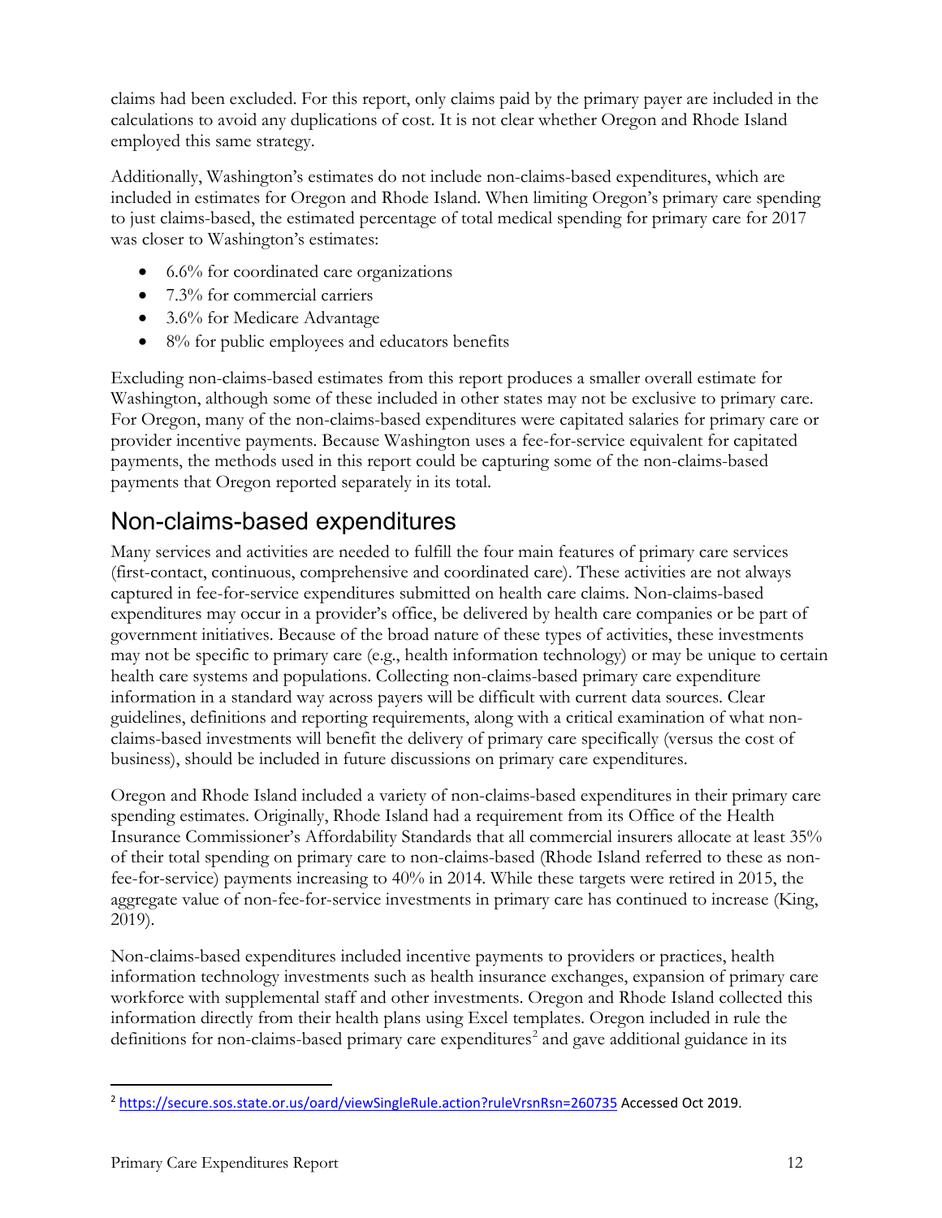claims had been excluded. For this report, only claims paid by the primary payer are included in the calculations to avoid any duplications of cost. It is not clear whether Oregon and Rhode Island employed this same strategy.

Additionally, Washington's estimates do not include non-claims-based expenditures, which are included in estimates for Oregon and Rhode Island. When limiting Oregon's primary care spending to just claims-based, the estimated percentage of total medical spending for primary care for 2017 was closer to Washington's estimates:

- 6.6% for coordinated care organizations
- 7.3% for commercial carriers
- 3.6% for Medicare Advantage
- 8% for public employees and educators benefits

Excluding non-claims-based estimates from this report produces a smaller overall estimate for Washington, although some of these included in other states may not be exclusive to primary care. For Oregon, many of the non-claims-based expenditures were capitated salaries for primary care or provider incentive payments. Because Washington uses a fee-for-service equivalent for capitated payments, the methods used in this report could be capturing some of the non-claims-based payments that Oregon reported separately in its total.

## Non-claims-based expenditures

Many services and activities are needed to fulfill the four main features of primary care services (first-contact, continuous, comprehensive and coordinated care). These activities are not always captured in fee-for-service expenditures submitted on health care claims. Non-claims-based expenditures may occur in a provider's office, be delivered by health care companies or be part of government initiatives. Because of the broad nature of these types of activities, these investments may not be specific to primary care (e.g., health information technology) or may be unique to certain health care systems and populations. Collecting non-claims-based primary care expenditure information in a standard way across payers will be difficult with current data sources. Clear guidelines, definitions and reporting requirements, along with a critical examination of what non-claims-based investments will benefit the delivery of primary care specifically (versus the cost of business), should be included in future discussions on primary care expenditures.

Oregon and Rhode Island included a variety of non-claims-based expenditures in their primary care spending estimates. Originally, Rhode Island had a requirement from its Office of the Health Insurance Commissioner's Affordability Standards that all commercial insurers allocate at least 35% of their total spending on primary care to non-claims-based (Rhode Island referred to these as non-fee-for-service) payments increasing to 40% in 2014. While these targets were retired in 2015, the aggregate value of non-fee-for-service investments in primary care has continued to increase (King, 2019).

Non-claims-based expenditures included incentive payments to providers or practices, health information technology investments such as health insurance exchanges, expansion of primary care workforce with supplemental staff and other investments. Oregon and Rhode Island collected this information directly from their health plans using Excel templates. Oregon included in rule the definitions for non-claims-based primary care expenditures[2] and gave additional guidance in its

[2] https://secure.sos.state.or.us/oard/viewSingleRule.action?ruleVrsnRsn=260735 Accessed Oct 2019.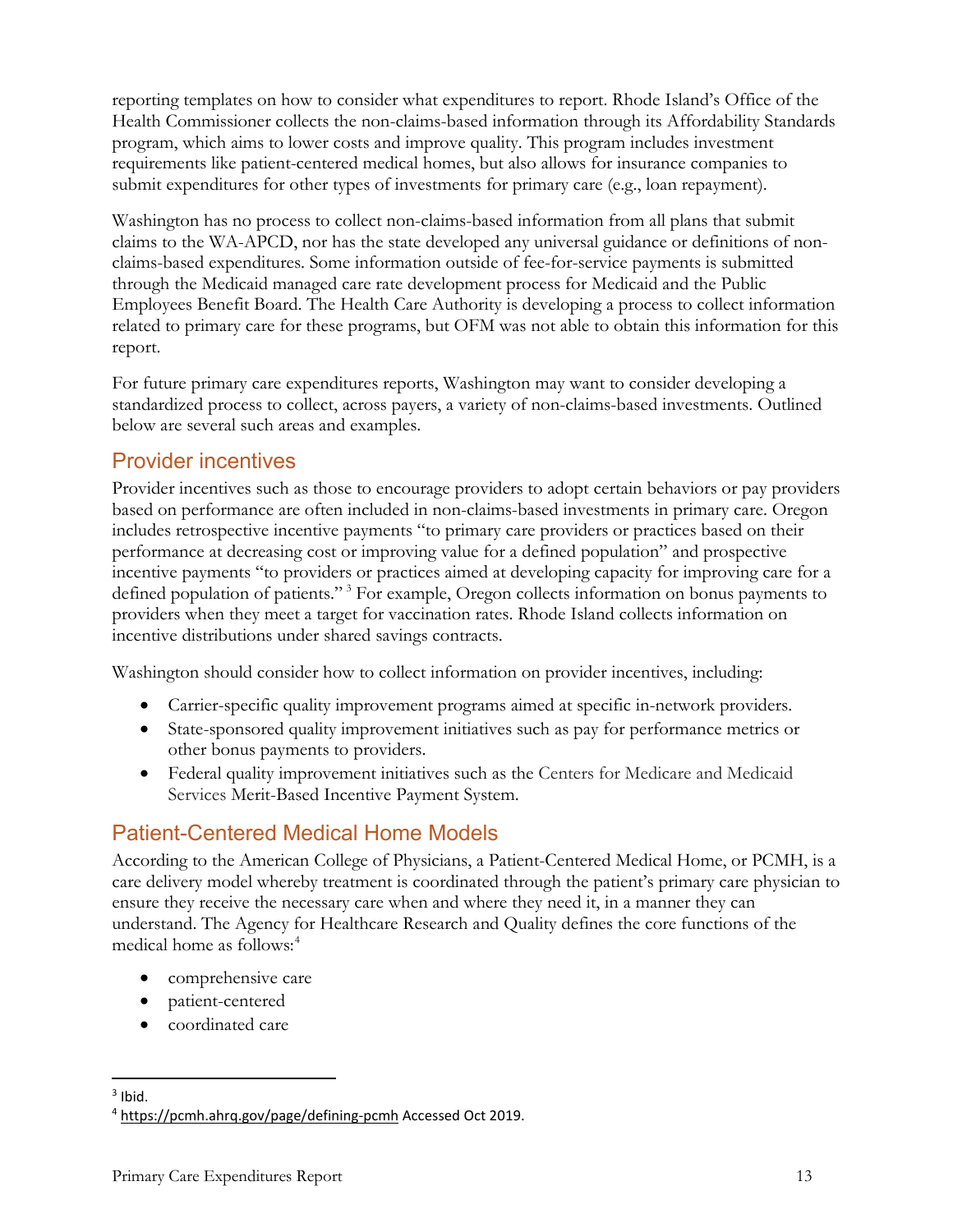reporting templates on how to consider what expenditures to report. Rhode Island's Office of the Health Commissioner collects the non-claims-based information through its Affordability Standards program, which aims to lower costs and improve quality. This program includes investment requirements like patient-centered medical homes, but also allows for insurance companies to submit expenditures for other types of investments for primary care (e.g., loan repayment).

Washington has no process to collect non-claims-based information from all plans that submit claims to the WA-APCD, nor has the state developed any universal guidance or definitions of non-claims-based expenditures. Some information outside of fee-for-service payments is submitted through the Medicaid managed care rate development process for Medicaid and the Public Employees Benefit Board. The Health Care Authority is developing a process to collect information related to primary care for these programs, but OFM was not able to obtain this information for this report.

For future primary care expenditures reports, Washington may want to consider developing a standardized process to collect, across payers, a variety of non-claims-based investments. Outlined below are several such areas and examples.

## Provider incentives

Provider incentives such as those to encourage providers to adopt certain behaviors or pay providers based on performance are often included in non-claims-based investments in primary care. Oregon includes retrospective incentive payments "to primary care providers or practices based on their performance at decreasing cost or improving value for a defined population" and prospective incentive payments "to providers or practices aimed at developing capacity for improving care for a defined population of patients." [3] For example, Oregon collects information on bonus payments to providers when they meet a target for vaccination rates. Rhode Island collects information on incentive distributions under shared savings contracts.

Washington should consider how to collect information on provider incentives, including:

- Carrier-specific quality improvement programs aimed at specific in-network providers.
- State-sponsored quality improvement initiatives such as pay for performance metrics or other bonus payments to providers.
- Federal quality improvement initiatives such as the Centers for Medicare and Medicaid Services Merit-Based Incentive Payment System.

## Patient-Centered Medical Home Models

According to the American College of Physicians, a Patient-Centered Medical Home, or PCMH, is a care delivery model whereby treatment is coordinated through the patient's primary care physician to ensure they receive the necessary care when and where they need it, in a manner they can understand. The Agency for Healthcare Research and Quality defines the core functions of the medical home as follows:[4]

- comprehensive care
- patient-centered
- coordinated care

---

[3] Ibid.

[4] https://pcmh.ahrq.gov/page/defining-pcmh Accessed Oct 2019.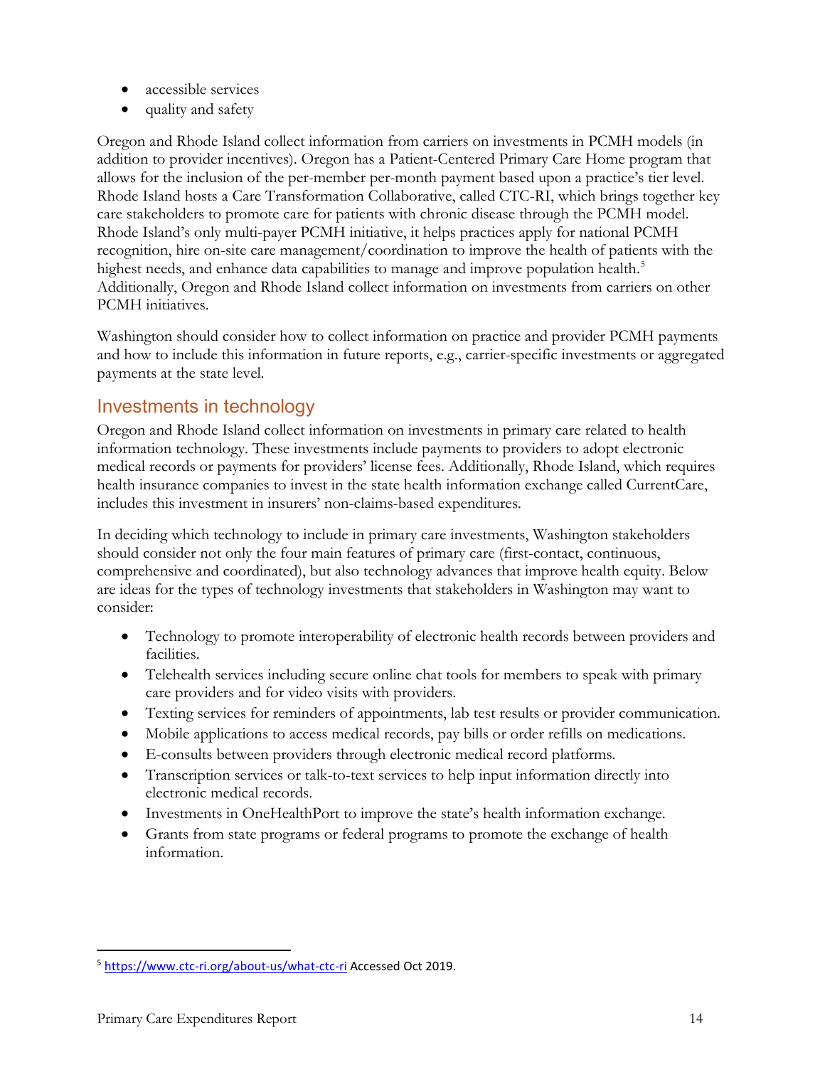- accessible services
- quality and safety

Oregon and Rhode Island collect information from carriers on investments in PCMH models (in addition to provider incentives). Oregon has a Patient-Centered Primary Care Home program that allows for the inclusion of the per-member per-month payment based upon a practice's tier level. Rhode Island hosts a Care Transformation Collaborative, called CTC-RI, which brings together key care stakeholders to promote care for patients with chronic disease through the PCMH model. Rhode Island's only multi-payer PCMH initiative, it helps practices apply for national PCMH recognition, hire on-site care management/coordination to improve the health of patients with the highest needs, and enhance data capabilities to manage and improve population health.[5] Additionally, Oregon and Rhode Island collect information on investments from carriers on other PCMH initiatives.

Washington should consider how to collect information on practice and provider PCMH payments and how to include this information in future reports, e.g., carrier-specific investments or aggregated payments at the state level.

## Investments in technology

Oregon and Rhode Island collect information on investments in primary care related to health information technology. These investments include payments to providers to adopt electronic medical records or payments for providers' license fees. Additionally, Rhode Island, which requires health insurance companies to invest in the state health information exchange called CurrentCare, includes this investment in insurers' non-claims-based expenditures.

In deciding which technology to include in primary care investments, Washington stakeholders should consider not only the four main features of primary care (first-contact, continuous, comprehensive and coordinated), but also technology advances that improve health equity. Below are ideas for the types of technology investments that stakeholders in Washington may want to consider:

- Technology to promote interoperability of electronic health records between providers and facilities.
- Telehealth services including secure online chat tools for members to speak with primary care providers and for video visits with providers.
- Texting services for reminders of appointments, lab test results or provider communication.
- Mobile applications to access medical records, pay bills or order refills on medications.
- E-consults between providers through electronic medical record platforms.
- Transcription services or talk-to-text services to help input information directly into electronic medical records.
- Investments in OneHealthPort to improve the state's health information exchange.
- Grants from state programs or federal programs to promote the exchange of health information.

[5] https://www.ctc-ri.org/about-us/what-ctc-ri Accessed Oct 2019.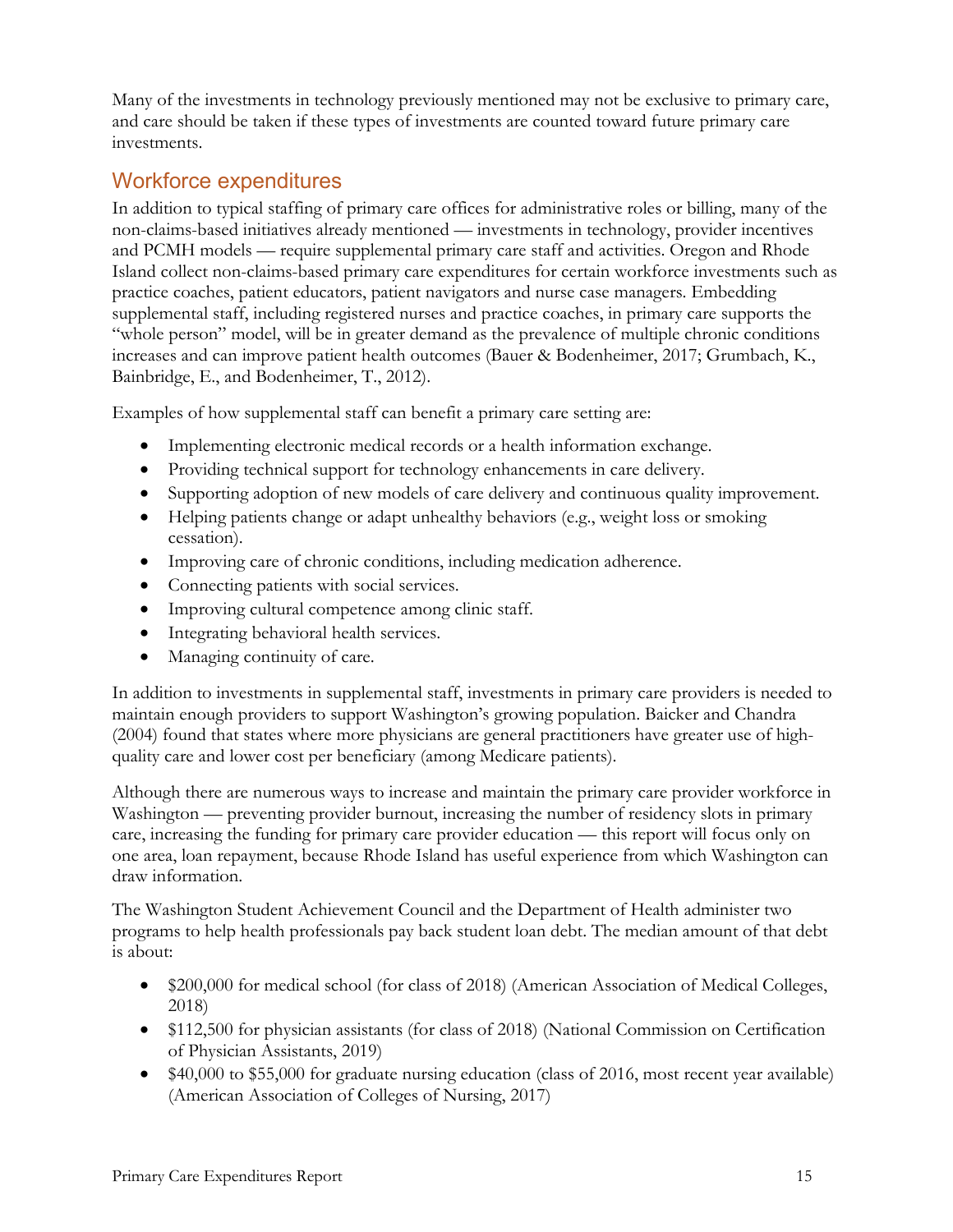Many of the investments in technology previously mentioned may not be exclusive to primary care, and care should be taken if these types of investments are counted toward future primary care investments.

## Workforce expenditures

In addition to typical staffing of primary care offices for administrative roles or billing, many of the non-claims-based initiatives already mentioned — investments in technology, provider incentives and PCMH models — require supplemental primary care staff and activities. Oregon and Rhode Island collect non-claims-based primary care expenditures for certain workforce investments such as practice coaches, patient educators, patient navigators and nurse case managers. Embedding supplemental staff, including registered nurses and practice coaches, in primary care supports the "whole person" model, will be in greater demand as the prevalence of multiple chronic conditions increases and can improve patient health outcomes (Bauer & Bodenheimer, 2017; Grumbach, K., Bainbridge, E., and Bodenheimer, T., 2012).

Examples of how supplemental staff can benefit a primary care setting are:

- Implementing electronic medical records or a health information exchange.
- Providing technical support for technology enhancements in care delivery.
- Supporting adoption of new models of care delivery and continuous quality improvement.
- Helping patients change or adapt unhealthy behaviors (e.g., weight loss or smoking cessation).
- Improving care of chronic conditions, including medication adherence.
- Connecting patients with social services.
- Improving cultural competence among clinic staff.
- Integrating behavioral health services.
- Managing continuity of care.

In addition to investments in supplemental staff, investments in primary care providers is needed to maintain enough providers to support Washington's growing population. Baicker and Chandra (2004) found that states where more physicians are general practitioners have greater use of high-quality care and lower cost per beneficiary (among Medicare patients).

Although there are numerous ways to increase and maintain the primary care provider workforce in Washington — preventing provider burnout, increasing the number of residency slots in primary care, increasing the funding for primary care provider education — this report will focus only on one area, loan repayment, because Rhode Island has useful experience from which Washington can draw information.

The Washington Student Achievement Council and the Department of Health administer two programs to help health professionals pay back student loan debt. The median amount of that debt is about:

- $200,000 for medical school (for class of 2018) (American Association of Medical Colleges, 2018)
- $112,500 for physician assistants (for class of 2018) (National Commission on Certification of Physician Assistants, 2019)
- $40,000 to $55,000 for graduate nursing education (class of 2016, most recent year available) (American Association of Colleges of Nursing, 2017)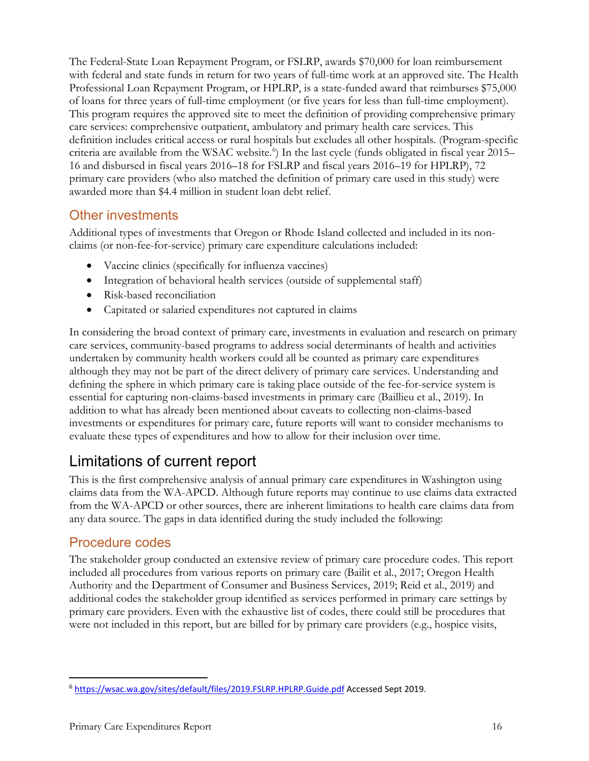The Federal-State Loan Repayment Program, or FSLRP, awards $70,000 for loan reimbursement with federal and state funds in return for two years of full-time work at an approved site. The Health Professional Loan Repayment Program, or HPLRP, is a state-funded award that reimburses $75,000 of loans for three years of full-time employment (or five years for less than full-time employment). This program requires the approved site to meet the definition of providing comprehensive primary care services: comprehensive outpatient, ambulatory and primary health care services. This definition includes critical access or rural hospitals but excludes all other hospitals. (Program-specific criteria are available from the WSAC website.[6]) In the last cycle (funds obligated in fiscal year 2015–16 and disbursed in fiscal years 2016–18 for FSLRP and fiscal years 2016–19 for HPLRP), 72 primary care providers (who also matched the definition of primary care used in this study) were awarded more than $4.4 million in student loan debt relief.

## Other investments

Additional types of investments that Oregon or Rhode Island collected and included in its non-claims (or non-fee-for-service) primary care expenditure calculations included:

- Vaccine clinics (specifically for influenza vaccines)
- Integration of behavioral health services (outside of supplemental staff)
- Risk-based reconciliation
- Capitated or salaried expenditures not captured in claims

In considering the broad context of primary care, investments in evaluation and research on primary care services, community-based programs to address social determinants of health and activities undertaken by community health workers could all be counted as primary care expenditures although they may not be part of the direct delivery of primary care services. Understanding and defining the sphere in which primary care is taking place outside of the fee-for-service system is essential for capturing non-claims-based investments in primary care (Baillieu et al., 2019). In addition to what has already been mentioned about caveats to collecting non-claims-based investments or expenditures for primary care, future reports will want to consider mechanisms to evaluate these types of expenditures and how to allow for their inclusion over time.

# Limitations of current report

This is the first comprehensive analysis of annual primary care expenditures in Washington using claims data from the WA-APCD. Although future reports may continue to use claims data extracted from the WA-APCD or other sources, there are inherent limitations to health care claims data from any data source. The gaps in data identified during the study included the following:

## Procedure codes

The stakeholder group conducted an extensive review of primary care procedure codes. This report included all procedures from various reports on primary care (Bailit et al., 2017; Oregon Health Authority and the Department of Consumer and Business Services, 2019; Reid et al., 2019) and additional codes the stakeholder group identified as services performed in primary care settings by primary care providers. Even with the exhaustive list of codes, there could still be procedures that were not included in this report, but are billed for by primary care providers (e.g., hospice visits,

---

[6] https://wsac.wa.gov/sites/default/files/2019.FSLRP.HPLRP.Guide.pdf Accessed Sept 2019.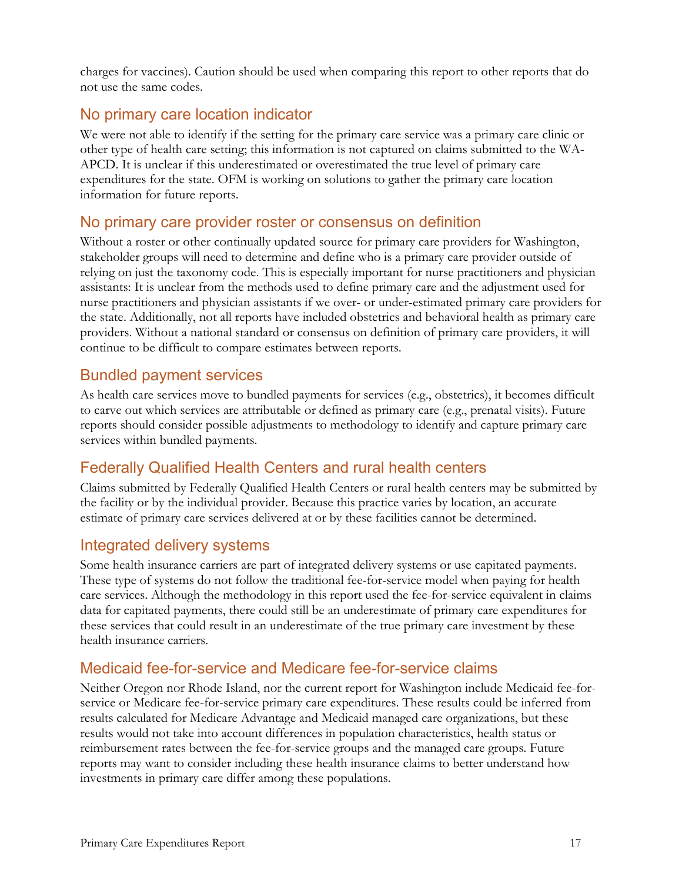charges for vaccines). Caution should be used when comparing this report to other reports that do not use the same codes.

## No primary care location indicator

We were not able to identify if the setting for the primary care service was a primary care clinic or other type of health care setting; this information is not captured on claims submitted to the WA-APCD. It is unclear if this underestimated or overestimated the true level of primary care expenditures for the state. OFM is working on solutions to gather the primary care location information for future reports.

## No primary care provider roster or consensus on definition

Without a roster or other continually updated source for primary care providers for Washington, stakeholder groups will need to determine and define who is a primary care provider outside of relying on just the taxonomy code. This is especially important for nurse practitioners and physician assistants: It is unclear from the methods used to define primary care and the adjustment used for nurse practitioners and physician assistants if we over- or under-estimated primary care providers for the state. Additionally, not all reports have included obstetrics and behavioral health as primary care providers. Without a national standard or consensus on definition of primary care providers, it will continue to be difficult to compare estimates between reports.

## Bundled payment services

As health care services move to bundled payments for services (e.g., obstetrics), it becomes difficult to carve out which services are attributable or defined as primary care (e.g., prenatal visits). Future reports should consider possible adjustments to methodology to identify and capture primary care services within bundled payments.

## Federally Qualified Health Centers and rural health centers

Claims submitted by Federally Qualified Health Centers or rural health centers may be submitted by the facility or by the individual provider. Because this practice varies by location, an accurate estimate of primary care services delivered at or by these facilities cannot be determined.

## Integrated delivery systems

Some health insurance carriers are part of integrated delivery systems or use capitated payments. These type of systems do not follow the traditional fee-for-service model when paying for health care services. Although the methodology in this report used the fee-for-service equivalent in claims data for capitated payments, there could still be an underestimate of primary care expenditures for these services that could result in an underestimate of the true primary care investment by these health insurance carriers.

## Medicaid fee-for-service and Medicare fee-for-service claims

Neither Oregon nor Rhode Island, nor the current report for Washington include Medicaid fee-for-service or Medicare fee-for-service primary care expenditures. These results could be inferred from results calculated for Medicare Advantage and Medicaid managed care organizations, but these results would not take into account differences in population characteristics, health status or reimbursement rates between the fee-for-service groups and the managed care groups. Future reports may want to consider including these health insurance claims to better understand how investments in primary care differ among these populations.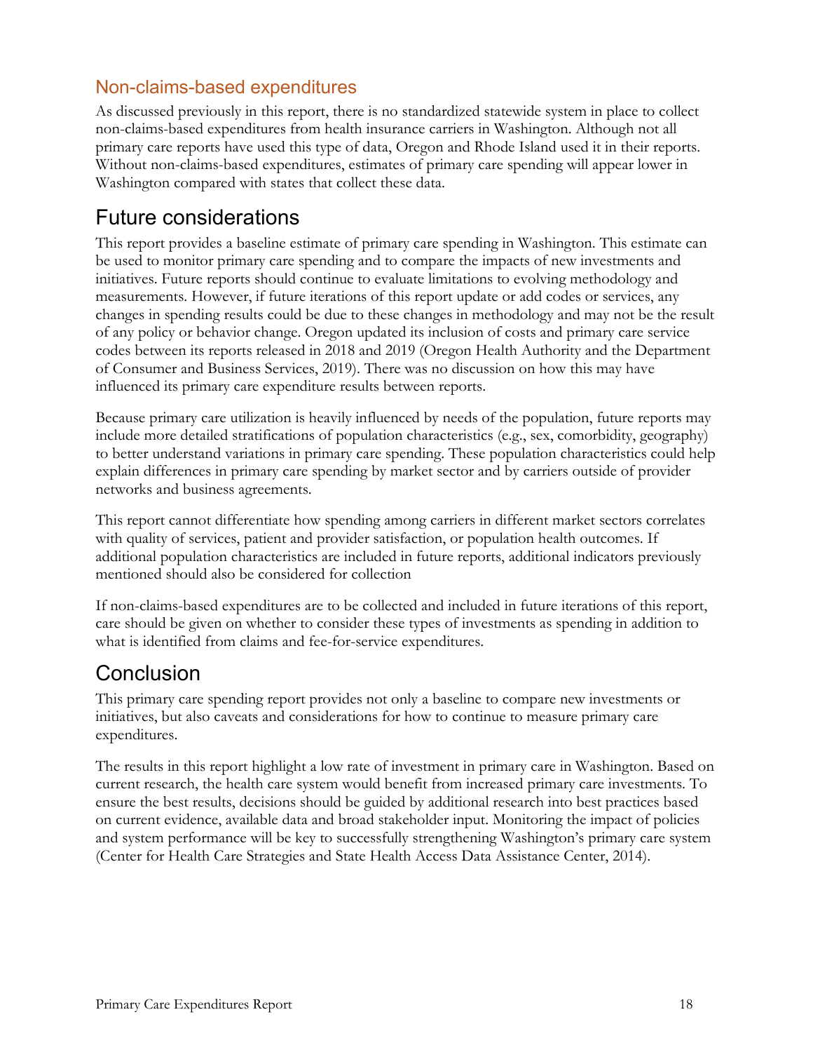### Non-claims-based expenditures

As discussed previously in this report, there is no standardized statewide system in place to collect non-claims-based expenditures from health insurance carriers in Washington. Although not all primary care reports have used this type of data, Oregon and Rhode Island used it in their reports. Without non-claims-based expenditures, estimates of primary care spending will appear lower in Washington compared with states that collect these data.

## Future considerations

This report provides a baseline estimate of primary care spending in Washington. This estimate can be used to monitor primary care spending and to compare the impacts of new investments and initiatives. Future reports should continue to evaluate limitations to evolving methodology and measurements. However, if future iterations of this report update or add codes or services, any changes in spending results could be due to these changes in methodology and may not be the result of any policy or behavior change. Oregon updated its inclusion of costs and primary care service codes between its reports released in 2018 and 2019 (Oregon Health Authority and the Department of Consumer and Business Services, 2019). There was no discussion on how this may have influenced its primary care expenditure results between reports.

Because primary care utilization is heavily influenced by needs of the population, future reports may include more detailed stratifications of population characteristics (e.g., sex, comorbidity, geography) to better understand variations in primary care spending. These population characteristics could help explain differences in primary care spending by market sector and by carriers outside of provider networks and business agreements.

This report cannot differentiate how spending among carriers in different market sectors correlates with quality of services, patient and provider satisfaction, or population health outcomes. If additional population characteristics are included in future reports, additional indicators previously mentioned should also be considered for collection

If non-claims-based expenditures are to be collected and included in future iterations of this report, care should be given on whether to consider these types of investments as spending in addition to what is identified from claims and fee-for-service expenditures.

## Conclusion

This primary care spending report provides not only a baseline to compare new investments or initiatives, but also caveats and considerations for how to continue to measure primary care expenditures.

The results in this report highlight a low rate of investment in primary care in Washington. Based on current research, the health care system would benefit from increased primary care investments. To ensure the best results, decisions should be guided by additional research into best practices based on current evidence, available data and broad stakeholder input. Monitoring the impact of policies and system performance will be key to successfully strengthening Washington's primary care system (Center for Health Care Strategies and State Health Access Data Assistance Center, 2014).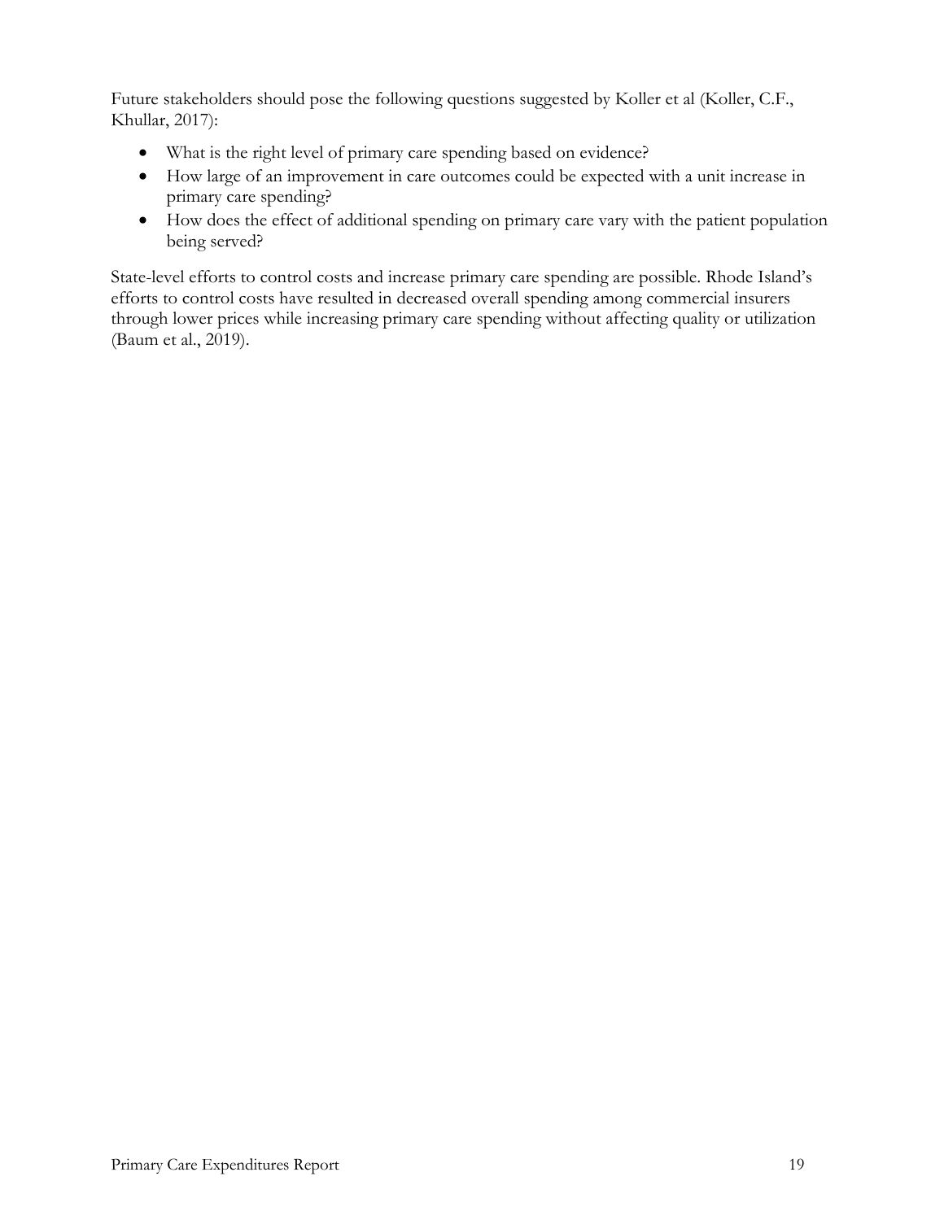Future stakeholders should pose the following questions suggested by Koller et al (Koller, C.F., Khullar, 2017):

- What is the right level of primary care spending based on evidence?
- How large of an improvement in care outcomes could be expected with a unit increase in primary care spending?
- How does the effect of additional spending on primary care vary with the patient population being served?

State-level efforts to control costs and increase primary care spending are possible. Rhode Island's efforts to control costs have resulted in decreased overall spending among commercial insurers through lower prices while increasing primary care spending without affecting quality or utilization (Baum et al., 2019).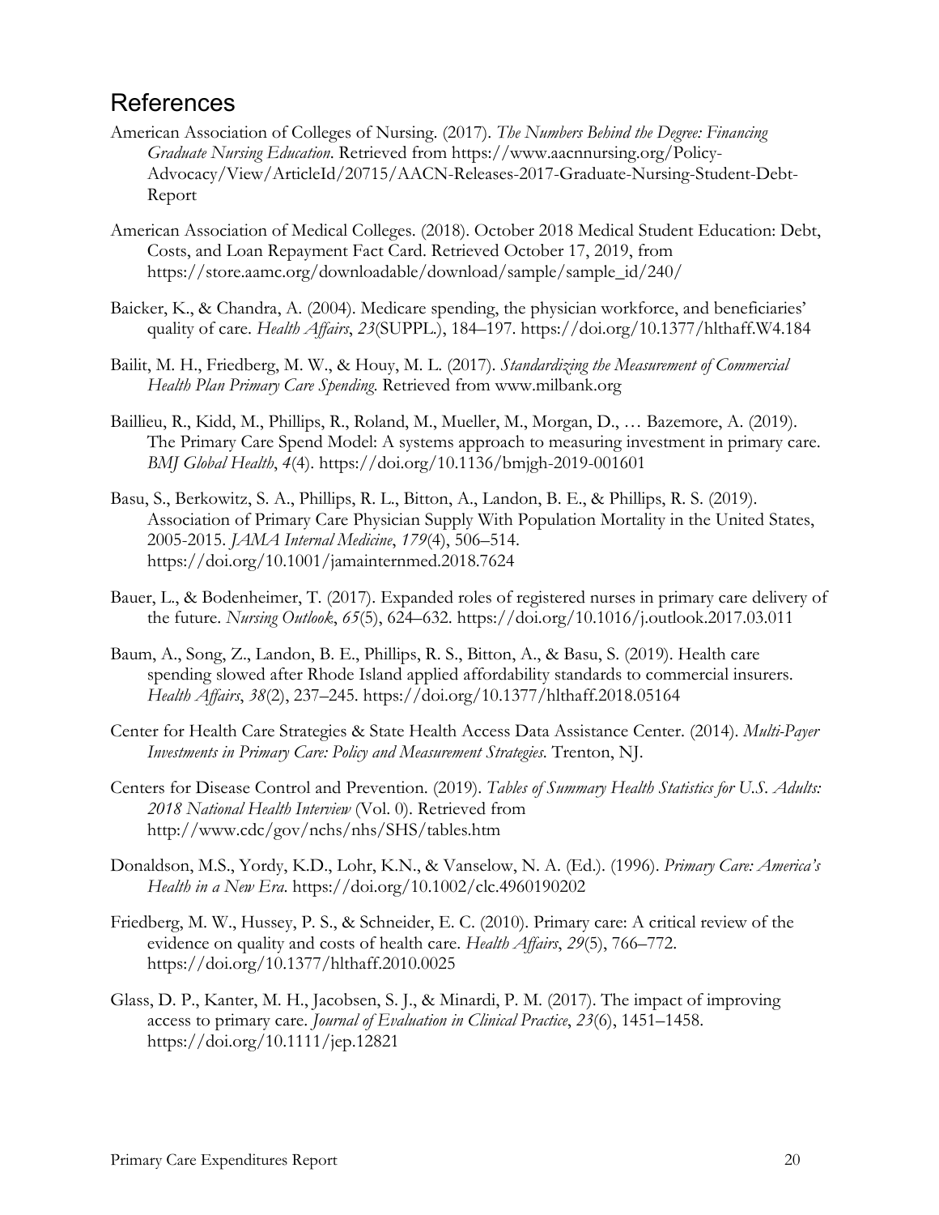## References

American Association of Colleges of Nursing. (2017). *The Numbers Behind the Degree: Financing Graduate Nursing Education.* Retrieved from https://www.aacnnursing.org/Policy-Advocacy/View/ArticleId/20715/AACN-Releases-2017-Graduate-Nursing-Student-Debt-Report

American Association of Medical Colleges. (2018). October 2018 Medical Student Education: Debt, Costs, and Loan Repayment Fact Card. Retrieved October 17, 2019, from https://store.aamc.org/downloadable/download/sample/sample_id/240/

Baicker, K., & Chandra, A. (2004). Medicare spending, the physician workforce, and beneficiaries' quality of care. *Health Affairs*, *23*(SUPPL.), 184–197. https://doi.org/10.1377/hlthaff.W4.184

Bailit, M. H., Friedberg, M. W., & Houy, M. L. (2017). *Standardizing the Measurement of Commercial Health Plan Primary Care Spending.* Retrieved from www.milbank.org

Baillieu, R., Kidd, M., Phillips, R., Roland, M., Mueller, M., Morgan, D., … Bazemore, A. (2019). The Primary Care Spend Model: A systems approach to measuring investment in primary care. *BMJ Global Health*, *4*(4). https://doi.org/10.1136/bmjgh-2019-001601

Basu, S., Berkowitz, S. A., Phillips, R. L., Bitton, A., Landon, B. E., & Phillips, R. S. (2019). Association of Primary Care Physician Supply With Population Mortality in the United States, 2005-2015. *JAMA Internal Medicine*, *179*(4), 506–514. https://doi.org/10.1001/jamainternmed.2018.7624

Bauer, L., & Bodenheimer, T. (2017). Expanded roles of registered nurses in primary care delivery of the future. *Nursing Outlook*, *65*(5), 624–632. https://doi.org/10.1016/j.outlook.2017.03.011

Baum, A., Song, Z., Landon, B. E., Phillips, R. S., Bitton, A., & Basu, S. (2019). Health care spending slowed after Rhode Island applied affordability standards to commercial insurers. *Health Affairs*, *38*(2), 237–245. https://doi.org/10.1377/hlthaff.2018.05164

Center for Health Care Strategies & State Health Access Data Assistance Center. (2014). *Multi-Payer Investments in Primary Care: Policy and Measurement Strategies.* Trenton, NJ.

Centers for Disease Control and Prevention. (2019). *Tables of Summary Health Statistics for U.S. Adults: 2018 National Health Interview* (Vol. 0). Retrieved from http://www.cdc/gov/nchs/nhs/SHS/tables.htm

Donaldson, M.S., Yordy, K.D., Lohr, K.N., & Vanselow, N. A. (Ed.). (1996). *Primary Care: America's Health in a New Era.* https://doi.org/10.1002/clc.4960190202

Friedberg, M. W., Hussey, P. S., & Schneider, E. C. (2010). Primary care: A critical review of the evidence on quality and costs of health care. *Health Affairs*, *29*(5), 766–772. https://doi.org/10.1377/hlthaff.2010.0025

Glass, D. P., Kanter, M. H., Jacobsen, S. J., & Minardi, P. M. (2017). The impact of improving access to primary care. *Journal of Evaluation in Clinical Practice*, *23*(6), 1451–1458. https://doi.org/10.1111/jep.12821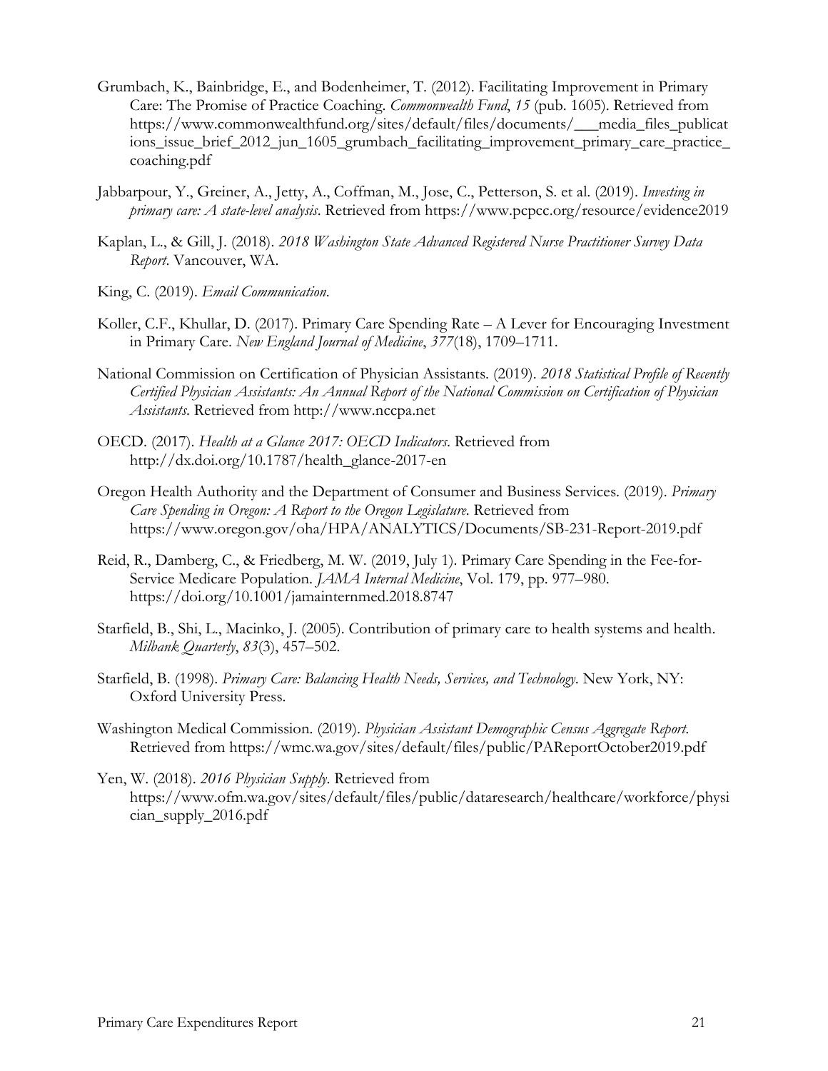Grumbach, K., Bainbridge, E., and Bodenheimer, T. (2012). Facilitating Improvement in Primary Care: The Promise of Practice Coaching. *Commonwealth Fund*, *15* (pub. 1605). Retrieved from https://www.commonwealthfund.org/sites/default/files/documents/___media_files_publications_issue_brief_2012_jun_1605_grumbach_facilitating_improvement_primary_care_practice_coaching.pdf

Jabbarpour, Y., Greiner, A., Jetty, A., Coffman, M., Jose, C., Petterson, S. et al. (2019). *Investing in primary care: A state-level analysis*. Retrieved from https://www.pcpcc.org/resource/evidence2019

Kaplan, L., & Gill, J. (2018). *2018 Washington State Advanced Registered Nurse Practitioner Survey Data Report*. Vancouver, WA.

King, C. (2019). *Email Communication*.

Koller, C.F., Khullar, D. (2017). Primary Care Spending Rate – A Lever for Encouraging Investment in Primary Care. *New England Journal of Medicine*, *377*(18), 1709–1711.

National Commission on Certification of Physician Assistants. (2019). *2018 Statistical Profile of Recently Certified Physician Assistants: An Annual Report of the National Commission on Certification of Physician Assistants*. Retrieved from http://www.nccpa.net

OECD. (2017). *Health at a Glance 2017: OECD Indicators*. Retrieved from http://dx.doi.org/10.1787/health_glance-2017-en

Oregon Health Authority and the Department of Consumer and Business Services. (2019). *Primary Care Spending in Oregon: A Report to the Oregon Legislature*. Retrieved from https://www.oregon.gov/oha/HPA/ANALYTICS/Documents/SB-231-Report-2019.pdf

Reid, R., Damberg, C., & Friedberg, M. W. (2019, July 1). Primary Care Spending in the Fee-for-Service Medicare Population. *JAMA Internal Medicine*, Vol. 179, pp. 977–980. https://doi.org/10.1001/jamainternmed.2018.8747

Starfield, B., Shi, L., Macinko, J. (2005). Contribution of primary care to health systems and health. *Milbank Quarterly*, *83*(3), 457–502.

Starfield, B. (1998). *Primary Care: Balancing Health Needs, Services, and Technology*. New York, NY: Oxford University Press.

Washington Medical Commission. (2019). *Physician Assistant Demographic Census Aggregate Report*. Retrieved from https://wmc.wa.gov/sites/default/files/public/PAReportOctober2019.pdf

Yen, W. (2018). *2016 Physician Supply*. Retrieved from https://www.ofm.wa.gov/sites/default/files/public/dataresearch/healthcare/workforce/physician_supply_2016.pdf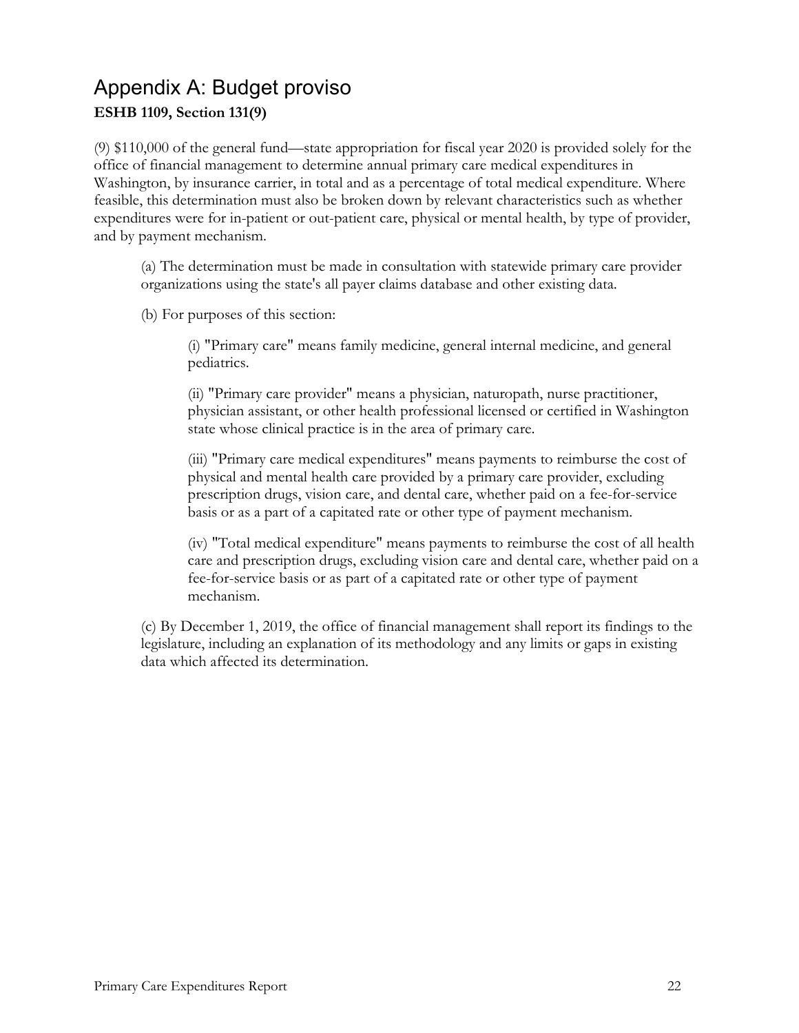# Appendix A: Budget proviso

**ESHB 1109, Section 131(9)**

(9) $110,000 of the general fund—state appropriation for fiscal year 2020 is provided solely for the office of financial management to determine annual primary care medical expenditures in Washington, by insurance carrier, in total and as a percentage of total medical expenditure. Where feasible, this determination must also be broken down by relevant characteristics such as whether expenditures were for in-patient or out-patient care, physical or mental health, by type of provider, and by payment mechanism.

> (a) The determination must be made in consultation with statewide primary care provider organizations using the state's all payer claims database and other existing data.
>
> (b) For purposes of this section:
>
> > (i) "Primary care" means family medicine, general internal medicine, and general pediatrics.
> >
> > (ii) "Primary care provider" means a physician, naturopath, nurse practitioner, physician assistant, or other health professional licensed or certified in Washington state whose clinical practice is in the area of primary care.
> >
> > (iii) "Primary care medical expenditures" means payments to reimburse the cost of physical and mental health care provided by a primary care provider, excluding prescription drugs, vision care, and dental care, whether paid on a fee-for-service basis or as a part of a capitated rate or other type of payment mechanism.
> >
> > (iv) "Total medical expenditure" means payments to reimburse the cost of all health care and prescription drugs, excluding vision care and dental care, whether paid on a fee-for-service basis or as part of a capitated rate or other type of payment mechanism.
>
> (c) By December 1, 2019, the office of financial management shall report its findings to the legislature, including an explanation of its methodology and any limits or gaps in existing data which affected its determination.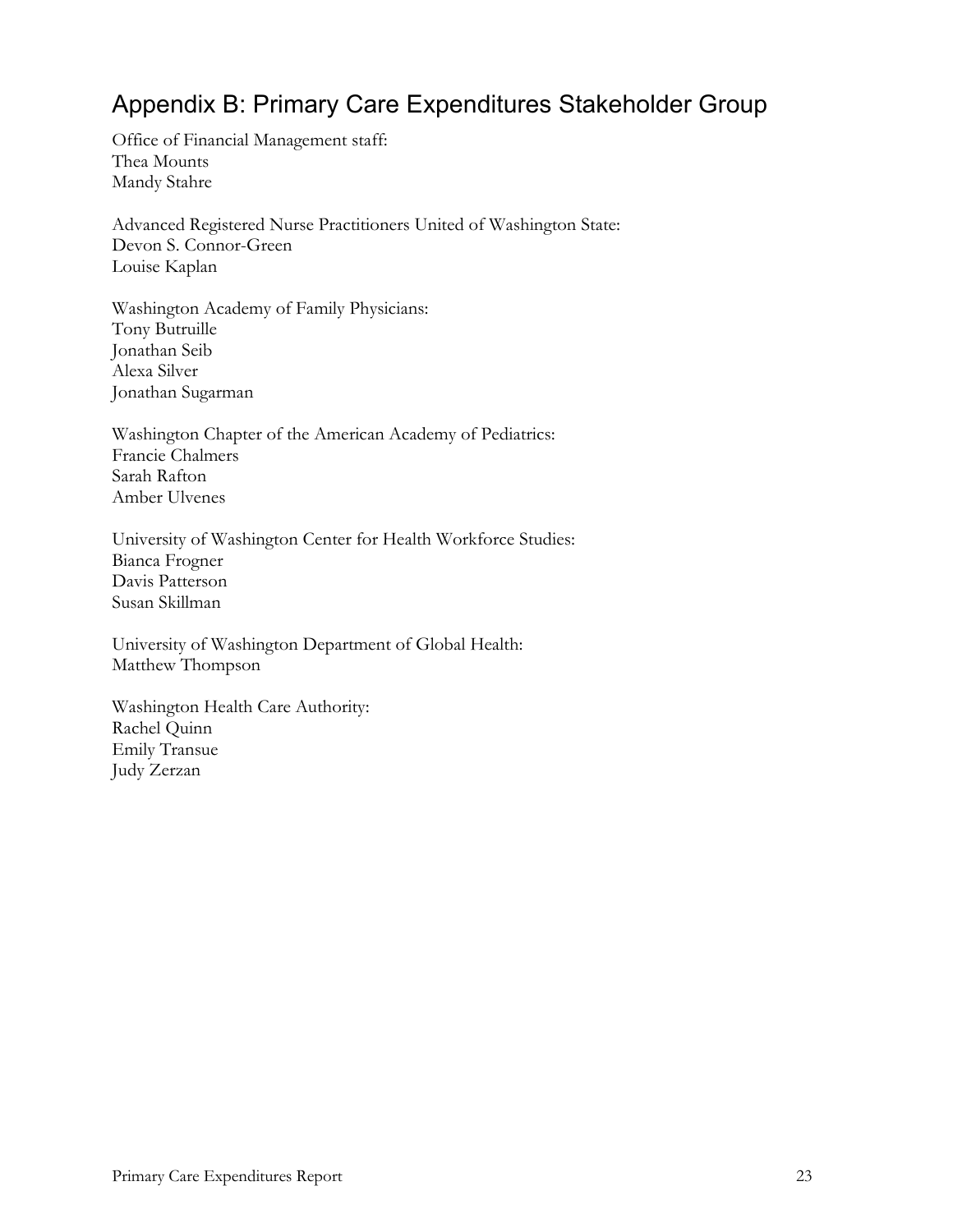## Appendix B: Primary Care Expenditures Stakeholder Group

Office of Financial Management staff:
Thea Mounts
Mandy Stahre

Advanced Registered Nurse Practitioners United of Washington State:
Devon S. Connor-Green
Louise Kaplan

Washington Academy of Family Physicians:
Tony Butruille
Jonathan Seib
Alexa Silver
Jonathan Sugarman

Washington Chapter of the American Academy of Pediatrics:
Francie Chalmers
Sarah Rafton
Amber Ulvenes

University of Washington Center for Health Workforce Studies:
Bianca Frogner
Davis Patterson
Susan Skillman

University of Washington Department of Global Health:
Matthew Thompson

Washington Health Care Authority:
Rachel Quinn
Emily Transue
Judy Zerzan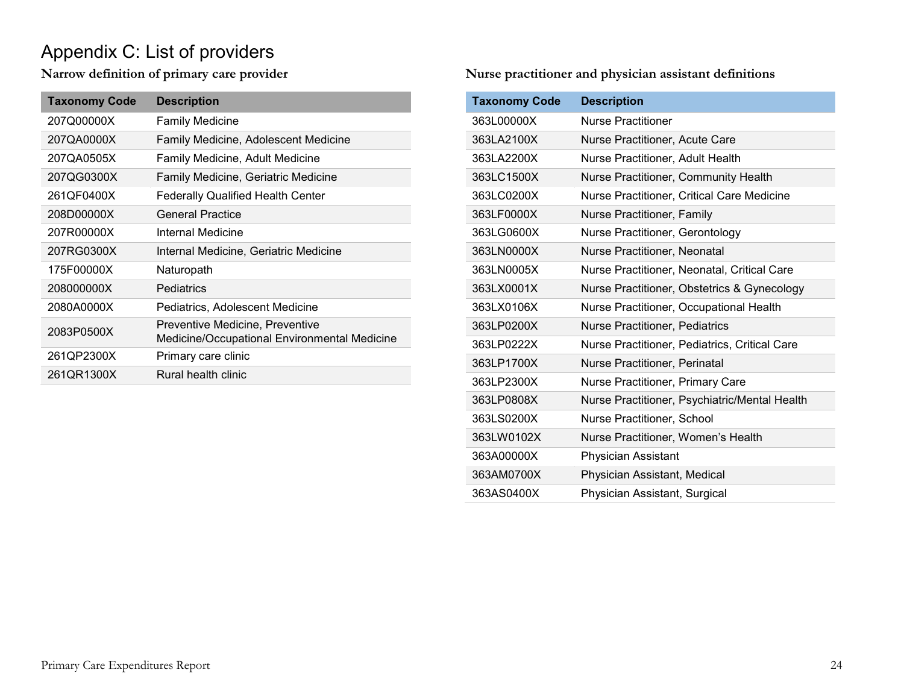# Appendix C: List of providers

### Narrow definition of primary care provider

| Taxonomy Code | Description |
|---|---|
| 207Q00000X | Family Medicine |
| 207QA0000X | Family Medicine, Adolescent Medicine |
| 207QA0505X | Family Medicine, Adult Medicine |
| 207QG0300X | Family Medicine, Geriatric Medicine |
| 261QF0400X | Federally Qualified Health Center |
| 208D00000X | General Practice |
| 207R00000X | Internal Medicine |
| 207RG0300X | Internal Medicine, Geriatric Medicine |
| 175F00000X | Naturopath |
| 208000000X | Pediatrics |
| 2080A0000X | Pediatrics, Adolescent Medicine |
| 2083P0500X | Preventive Medicine, Preventive Medicine/Occupational Environmental Medicine |
| 261QP2300X | Primary care clinic |
| 261QR1300X | Rural health clinic |

### Nurse practitioner and physician assistant definitions

| Taxonomy Code | Description |
|---|---|
| 363L00000X | Nurse Practitioner |
| 363LA2100X | Nurse Practitioner, Acute Care |
| 363LA2200X | Nurse Practitioner, Adult Health |
| 363LC1500X | Nurse Practitioner, Community Health |
| 363LC0200X | Nurse Practitioner, Critical Care Medicine |
| 363LF0000X | Nurse Practitioner, Family |
| 363LG0600X | Nurse Practitioner, Gerontology |
| 363LN0000X | Nurse Practitioner, Neonatal |
| 363LN0005X | Nurse Practitioner, Neonatal, Critical Care |
| 363LX0001X | Nurse Practitioner, Obstetrics & Gynecology |
| 363LX0106X | Nurse Practitioner, Occupational Health |
| 363LP0200X | Nurse Practitioner, Pediatrics |
| 363LP0222X | Nurse Practitioner, Pediatrics, Critical Care |
| 363LP1700X | Nurse Practitioner, Perinatal |
| 363LP2300X | Nurse Practitioner, Primary Care |
| 363LP0808X | Nurse Practitioner, Psychiatric/Mental Health |
| 363LS0200X | Nurse Practitioner, School |
| 363LW0102X | Nurse Practitioner, Women's Health |
| 363A00000X | Physician Assistant |
| 363AM0700X | Physician Assistant, Medical |
| 363AS0400X | Physician Assistant, Surgical |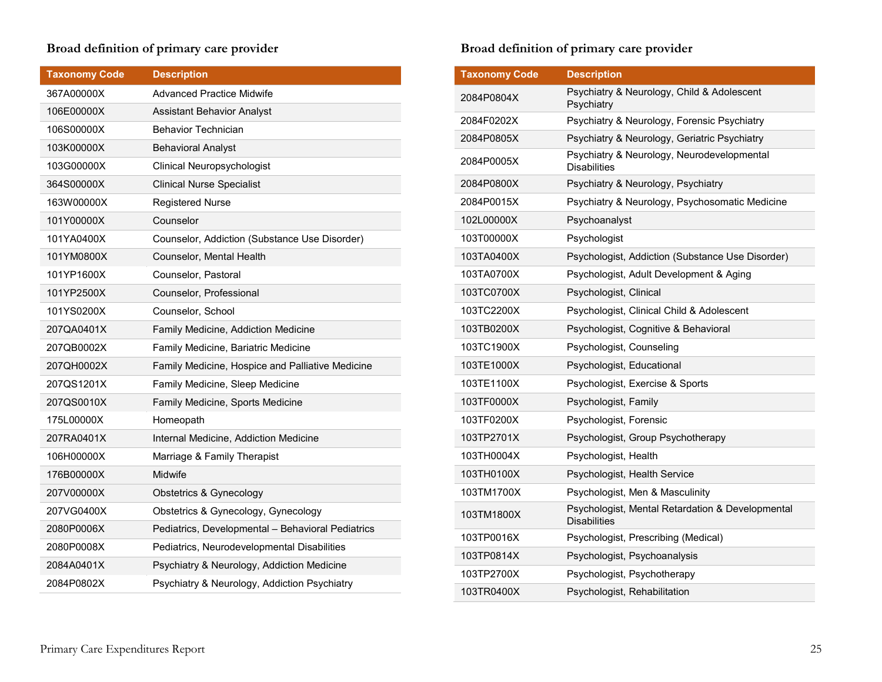### Broad definition of primary care provider

| Taxonomy Code | Description |
|---|---|
| 367A00000X | Advanced Practice Midwife |
| 106E00000X | Assistant Behavior Analyst |
| 106S00000X | Behavior Technician |
| 103K00000X | Behavioral Analyst |
| 103G00000X | Clinical Neuropsychologist |
| 364S00000X | Clinical Nurse Specialist |
| 163W00000X | Registered Nurse |
| 101Y00000X | Counselor |
| 101YA0400X | Counselor, Addiction (Substance Use Disorder) |
| 101YM0800X | Counselor, Mental Health |
| 101YP1600X | Counselor, Pastoral |
| 101YP2500X | Counselor, Professional |
| 101YS0200X | Counselor, School |
| 207QA0401X | Family Medicine, Addiction Medicine |
| 207QB0002X | Family Medicine, Bariatric Medicine |
| 207QH0002X | Family Medicine, Hospice and Palliative Medicine |
| 207QS1201X | Family Medicine, Sleep Medicine |
| 207QS0010X | Family Medicine, Sports Medicine |
| 175L00000X | Homeopath |
| 207RA0401X | Internal Medicine, Addiction Medicine |
| 106H00000X | Marriage & Family Therapist |
| 176B00000X | Midwife |
| 207V00000X | Obstetrics & Gynecology |
| 207VG0400X | Obstetrics & Gynecology, Gynecology |
| 2080P0006X | Pediatrics, Developmental – Behavioral Pediatrics |
| 2080P0008X | Pediatrics, Neurodevelopmental Disabilities |
| 2084A0401X | Psychiatry & Neurology, Addiction Medicine |
| 2084P0802X | Psychiatry & Neurology, Addiction Psychiatry |

### Broad definition of primary care provider

| Taxonomy Code | Description |
|---|---|
| 2084P0804X | Psychiatry & Neurology, Child & Adolescent Psychiatry |
| 2084F0202X | Psychiatry & Neurology, Forensic Psychiatry |
| 2084P0805X | Psychiatry & Neurology, Geriatric Psychiatry |
| 2084P0005X | Psychiatry & Neurology, Neurodevelopmental Disabilities |
| 2084P0800X | Psychiatry & Neurology, Psychiatry |
| 2084P0015X | Psychiatry & Neurology, Psychosomatic Medicine |
| 102L00000X | Psychoanalyst |
| 103T00000X | Psychologist |
| 103TA0400X | Psychologist, Addiction (Substance Use Disorder) |
| 103TA0700X | Psychologist, Adult Development & Aging |
| 103TC0700X | Psychologist, Clinical |
| 103TC2200X | Psychologist, Clinical Child & Adolescent |
| 103TB0200X | Psychologist, Cognitive & Behavioral |
| 103TC1900X | Psychologist, Counseling |
| 103TE1000X | Psychologist, Educational |
| 103TE1100X | Psychologist, Exercise & Sports |
| 103TF0000X | Psychologist, Family |
| 103TF0200X | Psychologist, Forensic |
| 103TP2701X | Psychologist, Group Psychotherapy |
| 103TH0004X | Psychologist, Health |
| 103TH0100X | Psychologist, Health Service |
| 103TM1700X | Psychologist, Men & Masculinity |
| 103TM1800X | Psychologist, Mental Retardation & Developmental Disabilities |
| 103TP0016X | Psychologist, Prescribing (Medical) |
| 103TP0814X | Psychologist, Psychoanalysis |
| 103TP2700X | Psychologist, Psychotherapy |
| 103TR0400X | Psychologist, Rehabilitation |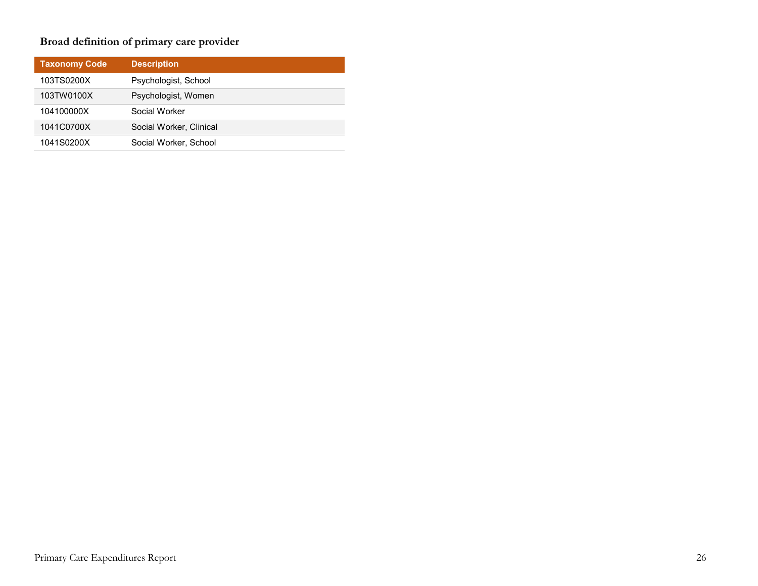### Broad definition of primary care provider

| Taxonomy Code | Description |
| --- | --- |
| 103TS0200X | Psychologist, School |
| 103TW0100X | Psychologist, Women |
| 104100000X | Social Worker |
| 1041C0700X | Social Worker, Clinical |
| 1041S0200X | Social Worker, School |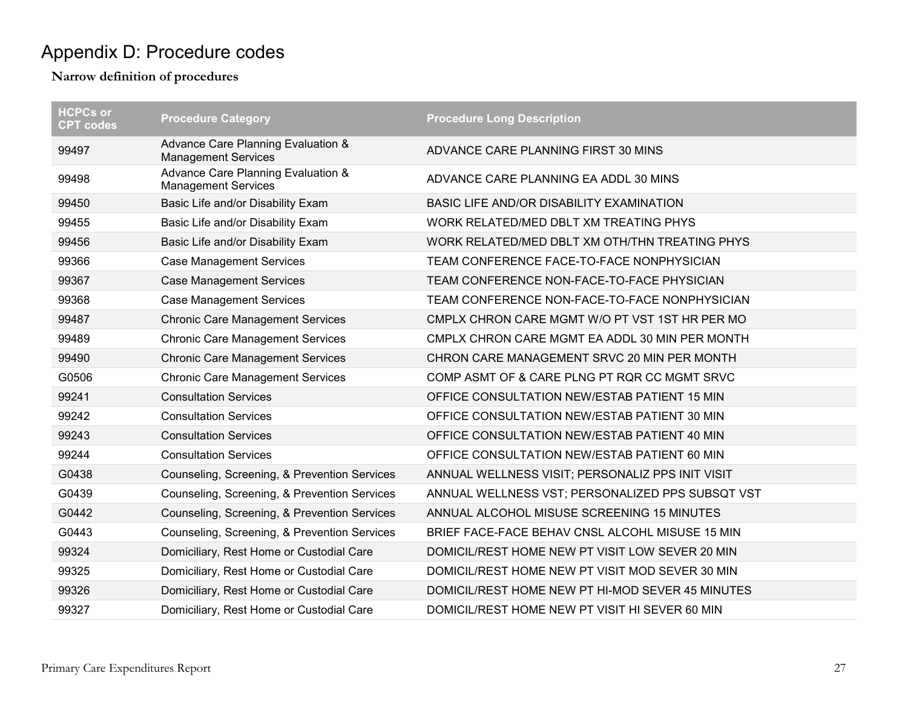# Appendix D: Procedure codes

**Narrow definition of procedures**

| HCPCs or CPT codes | Procedure Category | Procedure Long Description |
|---|---|---|
| 99497 | Advance Care Planning Evaluation & Management Services | ADVANCE CARE PLANNING FIRST 30 MINS |
| 99498 | Advance Care Planning Evaluation & Management Services | ADVANCE CARE PLANNING EA ADDL 30 MINS |
| 99450 | Basic Life and/or Disability Exam | BASIC LIFE AND/OR DISABILITY EXAMINATION |
| 99455 | Basic Life and/or Disability Exam | WORK RELATED/MED DBLT XM TREATING PHYS |
| 99456 | Basic Life and/or Disability Exam | WORK RELATED/MED DBLT XM OTH/THN TREATING PHYS |
| 99366 | Case Management Services | TEAM CONFERENCE FACE-TO-FACE NONPHYSICIAN |
| 99367 | Case Management Services | TEAM CONFERENCE NON-FACE-TO-FACE PHYSICIAN |
| 99368 | Case Management Services | TEAM CONFERENCE NON-FACE-TO-FACE NONPHYSICIAN |
| 99487 | Chronic Care Management Services | CMPLX CHRON CARE MGMT W/O PT VST 1ST HR PER MO |
| 99489 | Chronic Care Management Services | CMPLX CHRON CARE MGMT EA ADDL 30 MIN PER MONTH |
| 99490 | Chronic Care Management Services | CHRON CARE MANAGEMENT SRVC 20 MIN PER MONTH |
| G0506 | Chronic Care Management Services | COMP ASMT OF & CARE PLNG PT RQR CC MGMT SRVC |
| 99241 | Consultation Services | OFFICE CONSULTATION NEW/ESTAB PATIENT 15 MIN |
| 99242 | Consultation Services | OFFICE CONSULTATION NEW/ESTAB PATIENT 30 MIN |
| 99243 | Consultation Services | OFFICE CONSULTATION NEW/ESTAB PATIENT 40 MIN |
| 99244 | Consultation Services | OFFICE CONSULTATION NEW/ESTAB PATIENT 60 MIN |
| G0438 | Counseling, Screening, & Prevention Services | ANNUAL WELLNESS VISIT; PERSONALIZ PPS INIT VISIT |
| G0439 | Counseling, Screening, & Prevention Services | ANNUAL WELLNESS VST; PERSONALIZED PPS SUBSQT VST |
| G0442 | Counseling, Screening, & Prevention Services | ANNUAL ALCOHOL MISUSE SCREENING 15 MINUTES |
| G0443 | Counseling, Screening, & Prevention Services | BRIEF FACE-FACE BEHAV CNSL ALCOHL MISUSE 15 MIN |
| 99324 | Domiciliary, Rest Home or Custodial Care | DOMICIL/REST HOME NEW PT VISIT LOW SEVER 20 MIN |
| 99325 | Domiciliary, Rest Home or Custodial Care | DOMICIL/REST HOME NEW PT VISIT MOD SEVER 30 MIN |
| 99326 | Domiciliary, Rest Home or Custodial Care | DOMICIL/REST HOME NEW PT HI-MOD SEVER 45 MINUTES |
| 99327 | Domiciliary, Rest Home or Custodial Care | DOMICIL/REST HOME NEW PT VISIT HI SEVER 60 MIN |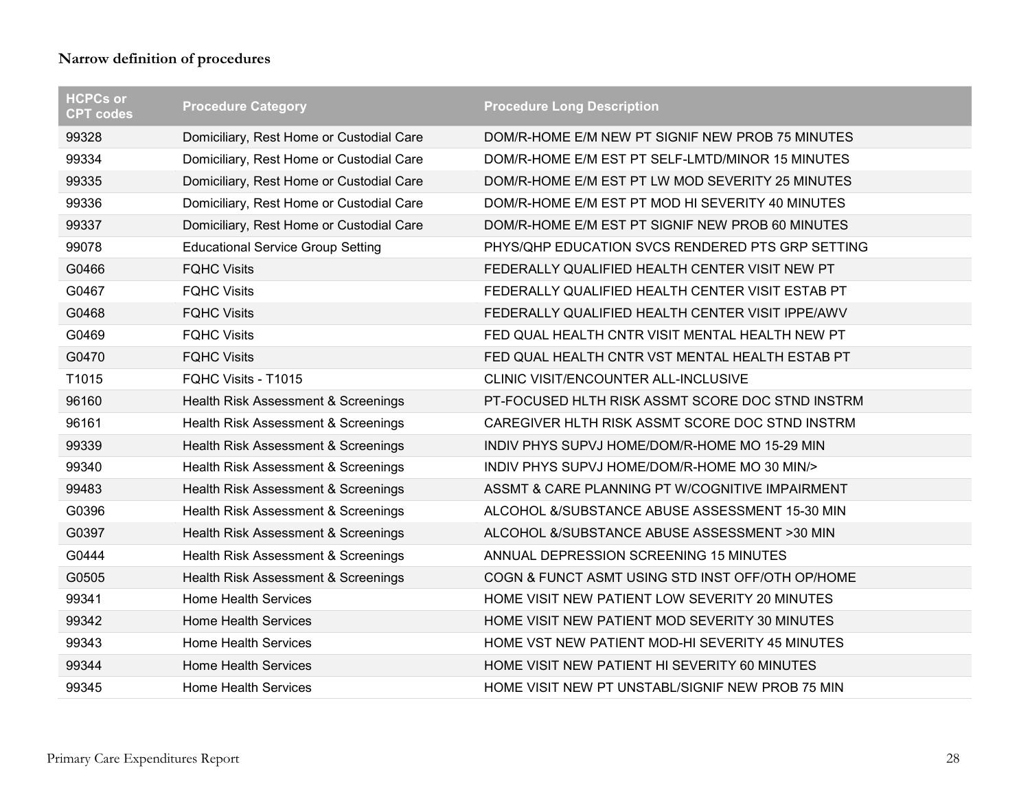**Narrow definition of procedures**

| HCPCs or CPT codes | Procedure Category | Procedure Long Description |
|---|---|---|
| 99328 | Domiciliary, Rest Home or Custodial Care | DOM/R-HOME E/M NEW PT SIGNIF NEW PROB 75 MINUTES |
| 99334 | Domiciliary, Rest Home or Custodial Care | DOM/R-HOME E/M EST PT SELF-LMTD/MINOR 15 MINUTES |
| 99335 | Domiciliary, Rest Home or Custodial Care | DOM/R-HOME E/M EST PT LW MOD SEVERITY 25 MINUTES |
| 99336 | Domiciliary, Rest Home or Custodial Care | DOM/R-HOME E/M EST PT MOD HI SEVERITY 40 MINUTES |
| 99337 | Domiciliary, Rest Home or Custodial Care | DOM/R-HOME E/M EST PT SIGNIF NEW PROB 60 MINUTES |
| 99078 | Educational Service Group Setting | PHYS/QHP EDUCATION SVCS RENDERED PTS GRP SETTING |
| G0466 | FQHC Visits | FEDERALLY QUALIFIED HEALTH CENTER VISIT NEW PT |
| G0467 | FQHC Visits | FEDERALLY QUALIFIED HEALTH CENTER VISIT ESTAB PT |
| G0468 | FQHC Visits | FEDERALLY QUALIFIED HEALTH CENTER VISIT IPPE/AWV |
| G0469 | FQHC Visits | FED QUAL HEALTH CNTR VISIT MENTAL HEALTH NEW PT |
| G0470 | FQHC Visits | FED QUAL HEALTH CNTR VST MENTAL HEALTH ESTAB PT |
| T1015 | FQHC Visits - T1015 | CLINIC VISIT/ENCOUNTER ALL-INCLUSIVE |
| 96160 | Health Risk Assessment & Screenings | PT-FOCUSED HLTH RISK ASSMT SCORE DOC STND INSTRM |
| 96161 | Health Risk Assessment & Screenings | CAREGIVER HLTH RISK ASSMT SCORE DOC STND INSTRM |
| 99339 | Health Risk Assessment & Screenings | INDIV PHYS SUPVJ HOME/DOM/R-HOME MO 15-29 MIN |
| 99340 | Health Risk Assessment & Screenings | INDIV PHYS SUPVJ HOME/DOM/R-HOME MO 30 MIN/> |
| 99483 | Health Risk Assessment & Screenings | ASSMT & CARE PLANNING PT W/COGNITIVE IMPAIRMENT |
| G0396 | Health Risk Assessment & Screenings | ALCOHOL &/SUBSTANCE ABUSE ASSESSMENT 15-30 MIN |
| G0397 | Health Risk Assessment & Screenings | ALCOHOL &/SUBSTANCE ABUSE ASSESSMENT >30 MIN |
| G0444 | Health Risk Assessment & Screenings | ANNUAL DEPRESSION SCREENING 15 MINUTES |
| G0505 | Health Risk Assessment & Screenings | COGN & FUNCT ASMT USING STD INST OFF/OTH OP/HOME |
| 99341 | Home Health Services | HOME VISIT NEW PATIENT LOW SEVERITY 20 MINUTES |
| 99342 | Home Health Services | HOME VISIT NEW PATIENT MOD SEVERITY 30 MINUTES |
| 99343 | Home Health Services | HOME VST NEW PATIENT MOD-HI SEVERITY 45 MINUTES |
| 99344 | Home Health Services | HOME VISIT NEW PATIENT HI SEVERITY 60 MINUTES |
| 99345 | Home Health Services | HOME VISIT NEW PT UNSTABL/SIGNIF NEW PROB 75 MIN |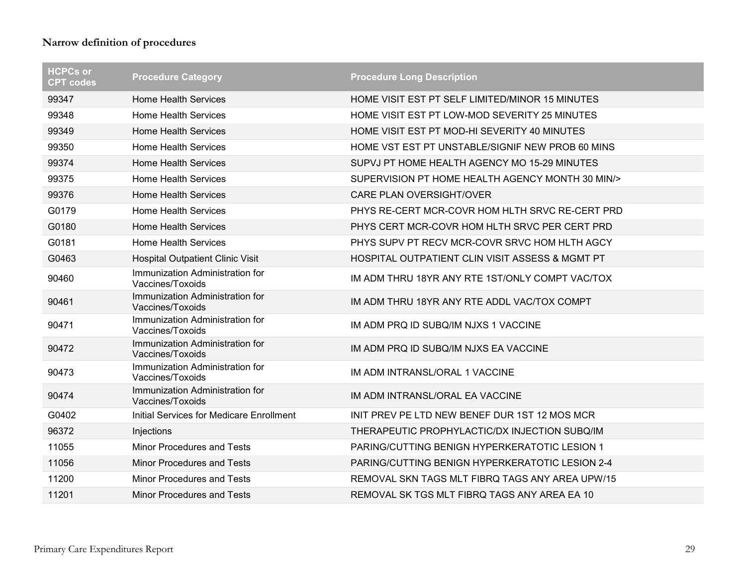**Narrow definition of procedures**

| HCPCs or CPT codes | Procedure Category | Procedure Long Description |
|---|---|---|
| 99347 | Home Health Services | HOME VISIT EST PT SELF LIMITED/MINOR 15 MINUTES |
| 99348 | Home Health Services | HOME VISIT EST PT LOW-MOD SEVERITY 25 MINUTES |
| 99349 | Home Health Services | HOME VISIT EST PT MOD-HI SEVERITY 40 MINUTES |
| 99350 | Home Health Services | HOME VST EST PT UNSTABLE/SIGNIF NEW PROB 60 MINS |
| 99374 | Home Health Services | SUPVJ PT HOME HEALTH AGENCY MO 15-29 MINUTES |
| 99375 | Home Health Services | SUPERVISION PT HOME HEALTH AGENCY MONTH 30 MIN/> |
| 99376 | Home Health Services | CARE PLAN OVERSIGHT/OVER |
| G0179 | Home Health Services | PHYS RE-CERT MCR-COVR HOM HLTH SRVC RE-CERT PRD |
| G0180 | Home Health Services | PHYS CERT MCR-COVR HOM HLTH SRVC PER CERT PRD |
| G0181 | Home Health Services | PHYS SUPV PT RECV MCR-COVR SRVC HOM HLTH AGCY |
| G0463 | Hospital Outpatient Clinic Visit | HOSPITAL OUTPATIENT CLIN VISIT ASSESS & MGMT PT |
| 90460 | Immunization Administration for Vaccines/Toxoids | IM ADM THRU 18YR ANY RTE 1ST/ONLY COMPT VAC/TOX |
| 90461 | Immunization Administration for Vaccines/Toxoids | IM ADM THRU 18YR ANY RTE ADDL VAC/TOX COMPT |
| 90471 | Immunization Administration for Vaccines/Toxoids | IM ADM PRQ ID SUBQ/IM NJXS 1 VACCINE |
| 90472 | Immunization Administration for Vaccines/Toxoids | IM ADM PRQ ID SUBQ/IM NJXS EA VACCINE |
| 90473 | Immunization Administration for Vaccines/Toxoids | IM ADM INTRANSL/ORAL 1 VACCINE |
| 90474 | Immunization Administration for Vaccines/Toxoids | IM ADM INTRANSL/ORAL EA VACCINE |
| G0402 | Initial Services for Medicare Enrollment | INIT PREV PE LTD NEW BENEF DUR 1ST 12 MOS MCR |
| 96372 | Injections | THERAPEUTIC PROPHYLACTIC/DX INJECTION SUBQ/IM |
| 11055 | Minor Procedures and Tests | PARING/CUTTING BENIGN HYPERKERATOTIC LESION 1 |
| 11056 | Minor Procedures and Tests | PARING/CUTTING BENIGN HYPERKERATOTIC LESION 2-4 |
| 11200 | Minor Procedures and Tests | REMOVAL SKN TAGS MLT FIBRQ TAGS ANY AREA UPW/15 |
| 11201 | Minor Procedures and Tests | REMOVAL SK TGS MLT FIBRQ TAGS ANY AREA EA 10 |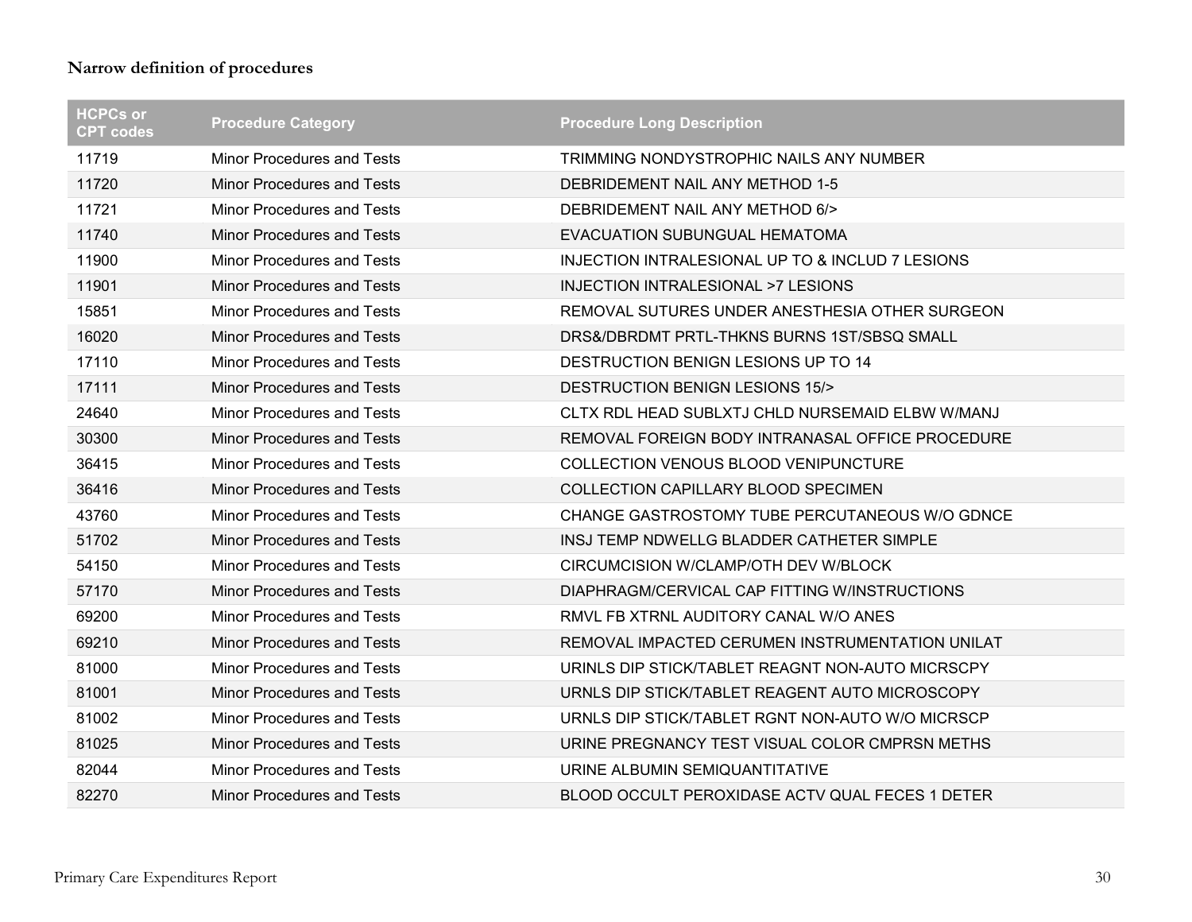**Narrow definition of procedures**

| HCPCs or CPT codes | Procedure Category | Procedure Long Description |
|---|---|---|
| 11719 | Minor Procedures and Tests | TRIMMING NONDYSTROPHIC NAILS ANY NUMBER |
| 11720 | Minor Procedures and Tests | DEBRIDEMENT NAIL ANY METHOD 1-5 |
| 11721 | Minor Procedures and Tests | DEBRIDEMENT NAIL ANY METHOD 6/> |
| 11740 | Minor Procedures and Tests | EVACUATION SUBUNGUAL HEMATOMA |
| 11900 | Minor Procedures and Tests | INJECTION INTRALESIONAL UP TO & INCLUD 7 LESIONS |
| 11901 | Minor Procedures and Tests | INJECTION INTRALESIONAL >7 LESIONS |
| 15851 | Minor Procedures and Tests | REMOVAL SUTURES UNDER ANESTHESIA OTHER SURGEON |
| 16020 | Minor Procedures and Tests | DRS&/DBRDMT PRTL-THKNS BURNS 1ST/SBSQ SMALL |
| 17110 | Minor Procedures and Tests | DESTRUCTION BENIGN LESIONS UP TO 14 |
| 17111 | Minor Procedures and Tests | DESTRUCTION BENIGN LESIONS 15/> |
| 24640 | Minor Procedures and Tests | CLTX RDL HEAD SUBLXTJ CHLD NURSEMAID ELBW W/MANJ |
| 30300 | Minor Procedures and Tests | REMOVAL FOREIGN BODY INTRANASAL OFFICE PROCEDURE |
| 36415 | Minor Procedures and Tests | COLLECTION VENOUS BLOOD VENIPUNCTURE |
| 36416 | Minor Procedures and Tests | COLLECTION CAPILLARY BLOOD SPECIMEN |
| 43760 | Minor Procedures and Tests | CHANGE GASTROSTOMY TUBE PERCUTANEOUS W/O GDNCE |
| 51702 | Minor Procedures and Tests | INSJ TEMP NDWELLG BLADDER CATHETER SIMPLE |
| 54150 | Minor Procedures and Tests | CIRCUMCISION W/CLAMP/OTH DEV W/BLOCK |
| 57170 | Minor Procedures and Tests | DIAPHRAGM/CERVICAL CAP FITTING W/INSTRUCTIONS |
| 69200 | Minor Procedures and Tests | RMVL FB XTRNL AUDITORY CANAL W/O ANES |
| 69210 | Minor Procedures and Tests | REMOVAL IMPACTED CERUMEN INSTRUMENTATION UNILAT |
| 81000 | Minor Procedures and Tests | URINLS DIP STICK/TABLET REAGNT NON-AUTO MICRSCPY |
| 81001 | Minor Procedures and Tests | URNLS DIP STICK/TABLET REAGENT AUTO MICROSCOPY |
| 81002 | Minor Procedures and Tests | URNLS DIP STICK/TABLET RGNT NON-AUTO W/O MICRSCP |
| 81025 | Minor Procedures and Tests | URINE PREGNANCY TEST VISUAL COLOR CMPRSN METHS |
| 82044 | Minor Procedures and Tests | URINE ALBUMIN SEMIQUANTITATIVE |
| 82270 | Minor Procedures and Tests | BLOOD OCCULT PEROXIDASE ACTV QUAL FECES 1 DETER |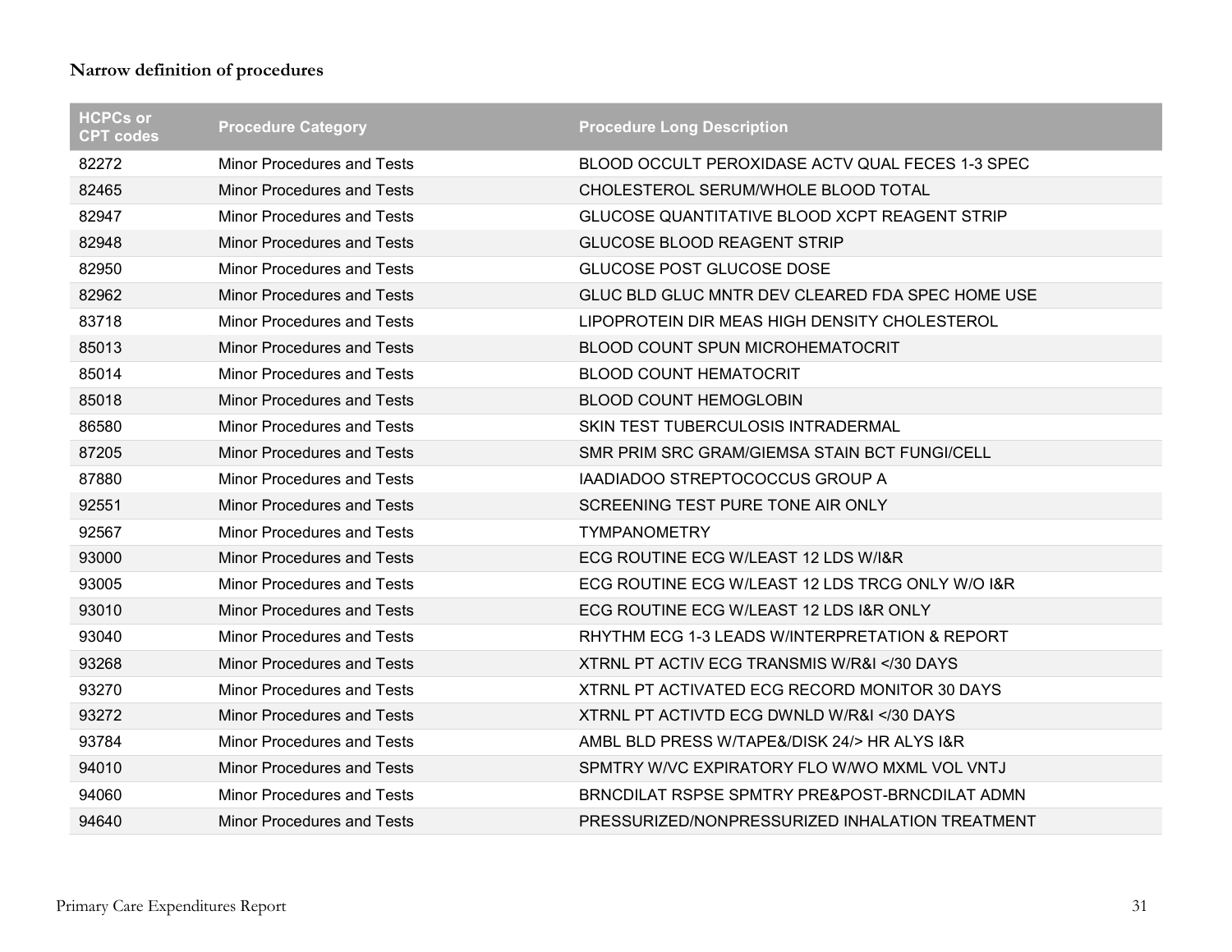**Narrow definition of procedures**

| HCPCs or CPT codes | Procedure Category | Procedure Long Description |
|---|---|---|
| 82272 | Minor Procedures and Tests | BLOOD OCCULT PEROXIDASE ACTV QUAL FECES 1-3 SPEC |
| 82465 | Minor Procedures and Tests | CHOLESTEROL SERUM/WHOLE BLOOD TOTAL |
| 82947 | Minor Procedures and Tests | GLUCOSE QUANTITATIVE BLOOD XCPT REAGENT STRIP |
| 82948 | Minor Procedures and Tests | GLUCOSE BLOOD REAGENT STRIP |
| 82950 | Minor Procedures and Tests | GLUCOSE POST GLUCOSE DOSE |
| 82962 | Minor Procedures and Tests | GLUC BLD GLUC MNTR DEV CLEARED FDA SPEC HOME USE |
| 83718 | Minor Procedures and Tests | LIPOPROTEIN DIR MEAS HIGH DENSITY CHOLESTEROL |
| 85013 | Minor Procedures and Tests | BLOOD COUNT SPUN MICROHEMATOCRIT |
| 85014 | Minor Procedures and Tests | BLOOD COUNT HEMATOCRIT |
| 85018 | Minor Procedures and Tests | BLOOD COUNT HEMOGLOBIN |
| 86580 | Minor Procedures and Tests | SKIN TEST TUBERCULOSIS INTRADERMAL |
| 87205 | Minor Procedures and Tests | SMR PRIM SRC GRAM/GIEMSA STAIN BCT FUNGI/CELL |
| 87880 | Minor Procedures and Tests | IAADIADOO STREPTOCOCCUS GROUP A |
| 92551 | Minor Procedures and Tests | SCREENING TEST PURE TONE AIR ONLY |
| 92567 | Minor Procedures and Tests | TYMPANOMETRY |
| 93000 | Minor Procedures and Tests | ECG ROUTINE ECG W/LEAST 12 LDS W/I&R |
| 93005 | Minor Procedures and Tests | ECG ROUTINE ECG W/LEAST 12 LDS TRCG ONLY W/O I&R |
| 93010 | Minor Procedures and Tests | ECG ROUTINE ECG W/LEAST 12 LDS I&R ONLY |
| 93040 | Minor Procedures and Tests | RHYTHM ECG 1-3 LEADS W/INTERPRETATION & REPORT |
| 93268 | Minor Procedures and Tests | XTRNL PT ACTIV ECG TRANSMIS W/R&I </30 DAYS |
| 93270 | Minor Procedures and Tests | XTRNL PT ACTIVATED ECG RECORD MONITOR 30 DAYS |
| 93272 | Minor Procedures and Tests | XTRNL PT ACTIVTD ECG DWNLD W/R&I </30 DAYS |
| 93784 | Minor Procedures and Tests | AMBL BLD PRESS W/TAPE&/DISK 24/> HR ALYS I&R |
| 94010 | Minor Procedures and Tests | SPMTRY W/VC EXPIRATORY FLO W/WO MXML VOL VNTJ |
| 94060 | Minor Procedures and Tests | BRNCDILAT RSPSE SPMTRY PRE&POST-BRNCDILAT ADMN |
| 94640 | Minor Procedures and Tests | PRESSURIZED/NONPRESSURIZED INHALATION TREATMENT |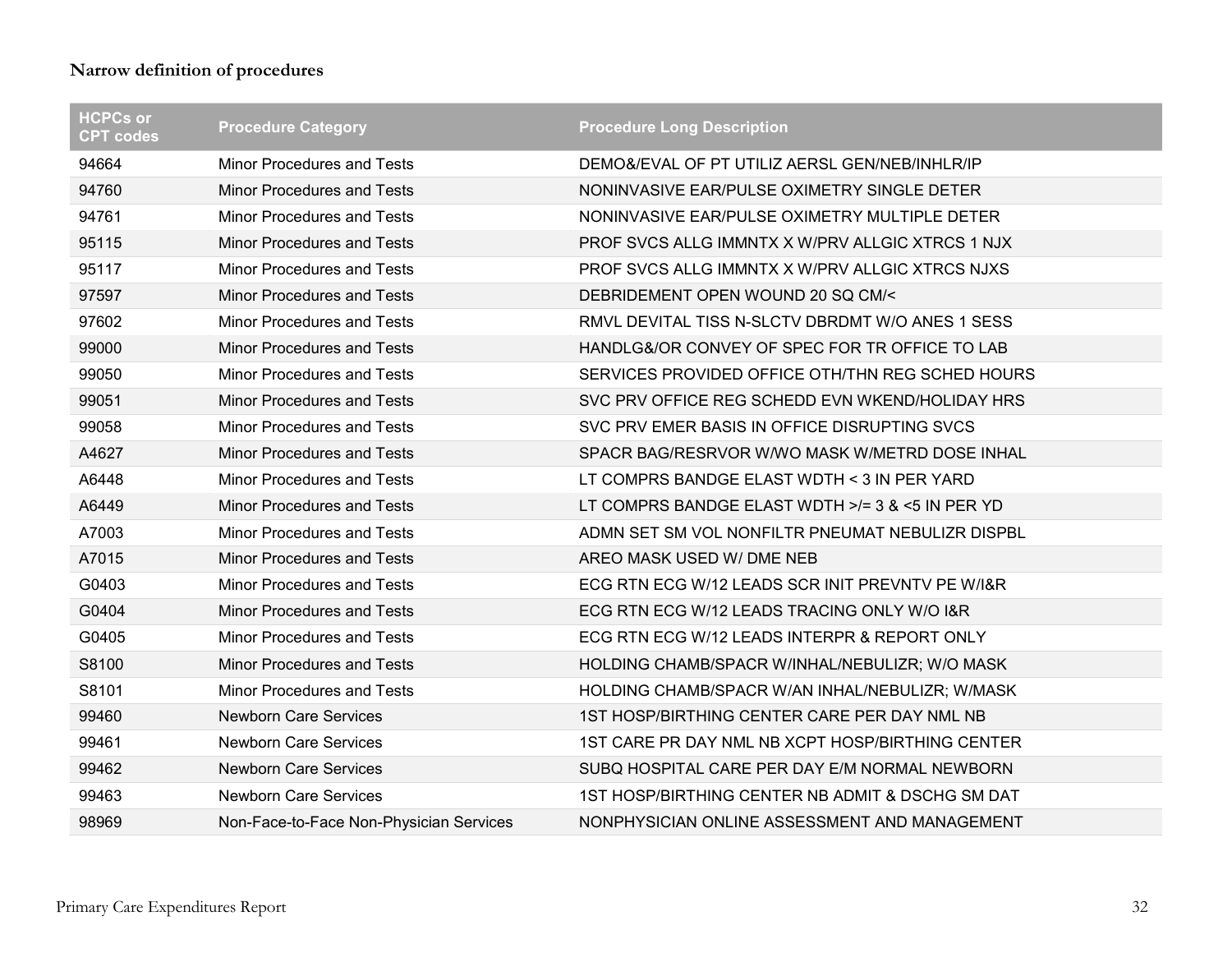**Narrow definition of procedures**

| HCPCs or CPT codes | Procedure Category | Procedure Long Description |
|---|---|---|
| 94664 | Minor Procedures and Tests | DEMO&/EVAL OF PT UTILIZ AERSL GEN/NEB/INHLR/IP |
| 94760 | Minor Procedures and Tests | NONINVASIVE EAR/PULSE OXIMETRY SINGLE DETER |
| 94761 | Minor Procedures and Tests | NONINVASIVE EAR/PULSE OXIMETRY MULTIPLE DETER |
| 95115 | Minor Procedures and Tests | PROF SVCS ALLG IMMNTX X W/PRV ALLGIC XTRCS 1 NJX |
| 95117 | Minor Procedures and Tests | PROF SVCS ALLG IMMNTX X W/PRV ALLGIC XTRCS NJXS |
| 97597 | Minor Procedures and Tests | DEBRIDEMENT OPEN WOUND 20 SQ CM/< |
| 97602 | Minor Procedures and Tests | RMVL DEVITAL TISS N-SLCTV DBRDMT W/O ANES 1 SESS |
| 99000 | Minor Procedures and Tests | HANDLG&/OR CONVEY OF SPEC FOR TR OFFICE TO LAB |
| 99050 | Minor Procedures and Tests | SERVICES PROVIDED OFFICE OTH/THN REG SCHED HOURS |
| 99051 | Minor Procedures and Tests | SVC PRV OFFICE REG SCHEDD EVN WKEND/HOLIDAY HRS |
| 99058 | Minor Procedures and Tests | SVC PRV EMER BASIS IN OFFICE DISRUPTING SVCS |
| A4627 | Minor Procedures and Tests | SPACR BAG/RESRVOR W/WO MASK W/METRD DOSE INHAL |
| A6448 | Minor Procedures and Tests | LT COMPRS BANDGE ELAST WDTH < 3 IN PER YARD |
| A6449 | Minor Procedures and Tests | LT COMPRS BANDGE ELAST WDTH >/= 3 & <5 IN PER YD |
| A7003 | Minor Procedures and Tests | ADMN SET SM VOL NONFILTR PNEUMAT NEBULIZR DISPBL |
| A7015 | Minor Procedures and Tests | AREO MASK USED W/ DME NEB |
| G0403 | Minor Procedures and Tests | ECG RTN ECG W/12 LEADS SCR INIT PREVNTV PE W/I&R |
| G0404 | Minor Procedures and Tests | ECG RTN ECG W/12 LEADS TRACING ONLY W/O I&R |
| G0405 | Minor Procedures and Tests | ECG RTN ECG W/12 LEADS INTERPR & REPORT ONLY |
| S8100 | Minor Procedures and Tests | HOLDING CHAMB/SPACR W/INHAL/NEBULIZR; W/O MASK |
| S8101 | Minor Procedures and Tests | HOLDING CHAMB/SPACR W/AN INHAL/NEBULIZR; W/MASK |
| 99460 | Newborn Care Services | 1ST HOSP/BIRTHING CENTER CARE PER DAY NML NB |
| 99461 | Newborn Care Services | 1ST CARE PR DAY NML NB XCPT HOSP/BIRTHING CENTER |
| 99462 | Newborn Care Services | SUBQ HOSPITAL CARE PER DAY E/M NORMAL NEWBORN |
| 99463 | Newborn Care Services | 1ST HOSP/BIRTHING CENTER NB ADMIT & DSCHG SM DAT |
| 98969 | Non-Face-to-Face Non-Physician Services | NONPHYSICIAN ONLINE ASSESSMENT AND MANAGEMENT |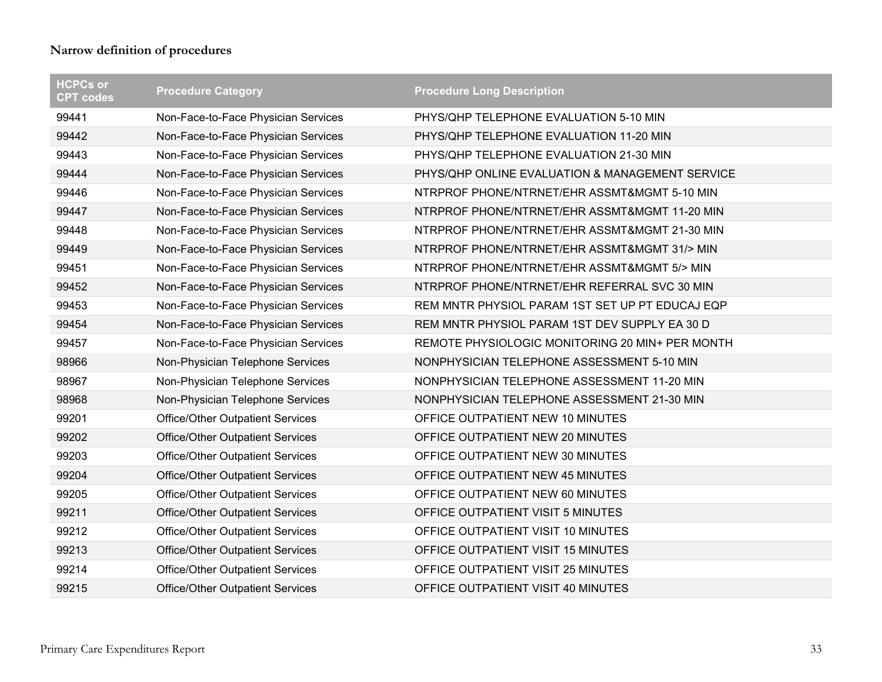**Narrow definition of procedures**

| HCPCs or CPT codes | Procedure Category | Procedure Long Description |
|---|---|---|
| 99441 | Non-Face-to-Face Physician Services | PHYS/QHP TELEPHONE EVALUATION 5-10 MIN |
| 99442 | Non-Face-to-Face Physician Services | PHYS/QHP TELEPHONE EVALUATION 11-20 MIN |
| 99443 | Non-Face-to-Face Physician Services | PHYS/QHP TELEPHONE EVALUATION 21-30 MIN |
| 99444 | Non-Face-to-Face Physician Services | PHYS/QHP ONLINE EVALUATION & MANAGEMENT SERVICE |
| 99446 | Non-Face-to-Face Physician Services | NTRPROF PHONE/NTRNET/EHR ASSMT&MGMT 5-10 MIN |
| 99447 | Non-Face-to-Face Physician Services | NTRPROF PHONE/NTRNET/EHR ASSMT&MGMT 11-20 MIN |
| 99448 | Non-Face-to-Face Physician Services | NTRPROF PHONE/NTRNET/EHR ASSMT&MGMT 21-30 MIN |
| 99449 | Non-Face-to-Face Physician Services | NTRPROF PHONE/NTRNET/EHR ASSMT&MGMT 31/> MIN |
| 99451 | Non-Face-to-Face Physician Services | NTRPROF PHONE/NTRNET/EHR ASSMT&MGMT 5/> MIN |
| 99452 | Non-Face-to-Face Physician Services | NTRPROF PHONE/NTRNET/EHR REFERRAL SVC 30 MIN |
| 99453 | Non-Face-to-Face Physician Services | REM MNTR PHYSIOL PARAM 1ST SET UP PT EDUCAJ EQP |
| 99454 | Non-Face-to-Face Physician Services | REM MNTR PHYSIOL PARAM 1ST DEV SUPPLY EA 30 D |
| 99457 | Non-Face-to-Face Physician Services | REMOTE PHYSIOLOGIC MONITORING 20 MIN+ PER MONTH |
| 98966 | Non-Physician Telephone Services | NONPHYSICIAN TELEPHONE ASSESSMENT 5-10 MIN |
| 98967 | Non-Physician Telephone Services | NONPHYSICIAN TELEPHONE ASSESSMENT 11-20 MIN |
| 98968 | Non-Physician Telephone Services | NONPHYSICIAN TELEPHONE ASSESSMENT 21-30 MIN |
| 99201 | Office/Other Outpatient Services | OFFICE OUTPATIENT NEW 10 MINUTES |
| 99202 | Office/Other Outpatient Services | OFFICE OUTPATIENT NEW 20 MINUTES |
| 99203 | Office/Other Outpatient Services | OFFICE OUTPATIENT NEW 30 MINUTES |
| 99204 | Office/Other Outpatient Services | OFFICE OUTPATIENT NEW 45 MINUTES |
| 99205 | Office/Other Outpatient Services | OFFICE OUTPATIENT NEW 60 MINUTES |
| 99211 | Office/Other Outpatient Services | OFFICE OUTPATIENT VISIT 5 MINUTES |
| 99212 | Office/Other Outpatient Services | OFFICE OUTPATIENT VISIT 10 MINUTES |
| 99213 | Office/Other Outpatient Services | OFFICE OUTPATIENT VISIT 15 MINUTES |
| 99214 | Office/Other Outpatient Services | OFFICE OUTPATIENT VISIT 25 MINUTES |
| 99215 | Office/Other Outpatient Services | OFFICE OUTPATIENT VISIT 40 MINUTES |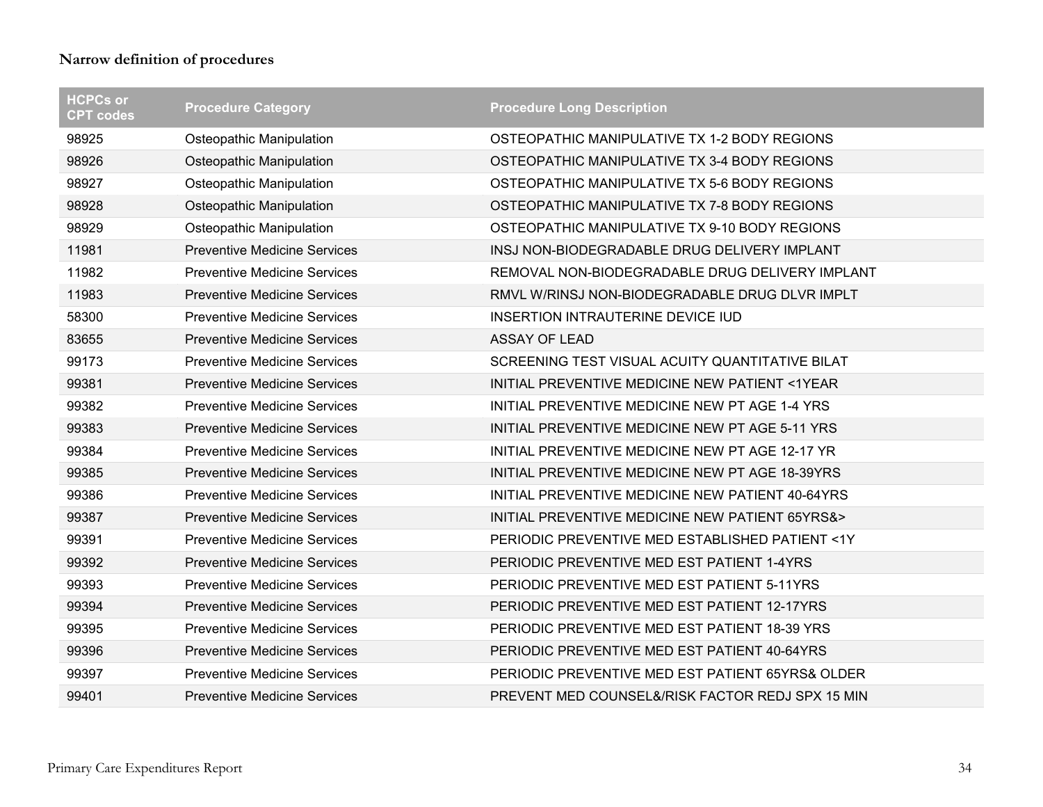**Narrow definition of procedures**

| HCPCs or CPT codes | Procedure Category | Procedure Long Description |
|---|---|---|
| 98925 | Osteopathic Manipulation | OSTEOPATHIC MANIPULATIVE TX 1-2 BODY REGIONS |
| 98926 | Osteopathic Manipulation | OSTEOPATHIC MANIPULATIVE TX 3-4 BODY REGIONS |
| 98927 | Osteopathic Manipulation | OSTEOPATHIC MANIPULATIVE TX 5-6 BODY REGIONS |
| 98928 | Osteopathic Manipulation | OSTEOPATHIC MANIPULATIVE TX 7-8 BODY REGIONS |
| 98929 | Osteopathic Manipulation | OSTEOPATHIC MANIPULATIVE TX 9-10 BODY REGIONS |
| 11981 | Preventive Medicine Services | INSJ NON-BIODEGRADABLE DRUG DELIVERY IMPLANT |
| 11982 | Preventive Medicine Services | REMOVAL NON-BIODEGRADABLE DRUG DELIVERY IMPLANT |
| 11983 | Preventive Medicine Services | RMVL W/RINSJ NON-BIODEGRADABLE DRUG DLVR IMPLT |
| 58300 | Preventive Medicine Services | INSERTION INTRAUTERINE DEVICE IUD |
| 83655 | Preventive Medicine Services | ASSAY OF LEAD |
| 99173 | Preventive Medicine Services | SCREENING TEST VISUAL ACUITY QUANTITATIVE BILAT |
| 99381 | Preventive Medicine Services | INITIAL PREVENTIVE MEDICINE NEW PATIENT <1YEAR |
| 99382 | Preventive Medicine Services | INITIAL PREVENTIVE MEDICINE NEW PT AGE 1-4 YRS |
| 99383 | Preventive Medicine Services | INITIAL PREVENTIVE MEDICINE NEW PT AGE 5-11 YRS |
| 99384 | Preventive Medicine Services | INITIAL PREVENTIVE MEDICINE NEW PT AGE 12-17 YR |
| 99385 | Preventive Medicine Services | INITIAL PREVENTIVE MEDICINE NEW PT AGE 18-39YRS |
| 99386 | Preventive Medicine Services | INITIAL PREVENTIVE MEDICINE NEW PATIENT 40-64YRS |
| 99387 | Preventive Medicine Services | INITIAL PREVENTIVE MEDICINE NEW PATIENT 65YRS&> |
| 99391 | Preventive Medicine Services | PERIODIC PREVENTIVE MED ESTABLISHED PATIENT <1Y |
| 99392 | Preventive Medicine Services | PERIODIC PREVENTIVE MED EST PATIENT 1-4YRS |
| 99393 | Preventive Medicine Services | PERIODIC PREVENTIVE MED EST PATIENT 5-11YRS |
| 99394 | Preventive Medicine Services | PERIODIC PREVENTIVE MED EST PATIENT 12-17YRS |
| 99395 | Preventive Medicine Services | PERIODIC PREVENTIVE MED EST PATIENT 18-39 YRS |
| 99396 | Preventive Medicine Services | PERIODIC PREVENTIVE MED EST PATIENT 40-64YRS |
| 99397 | Preventive Medicine Services | PERIODIC PREVENTIVE MED EST PATIENT 65YRS& OLDER |
| 99401 | Preventive Medicine Services | PREVENT MED COUNSEL&/RISK FACTOR REDJ SPX 15 MIN |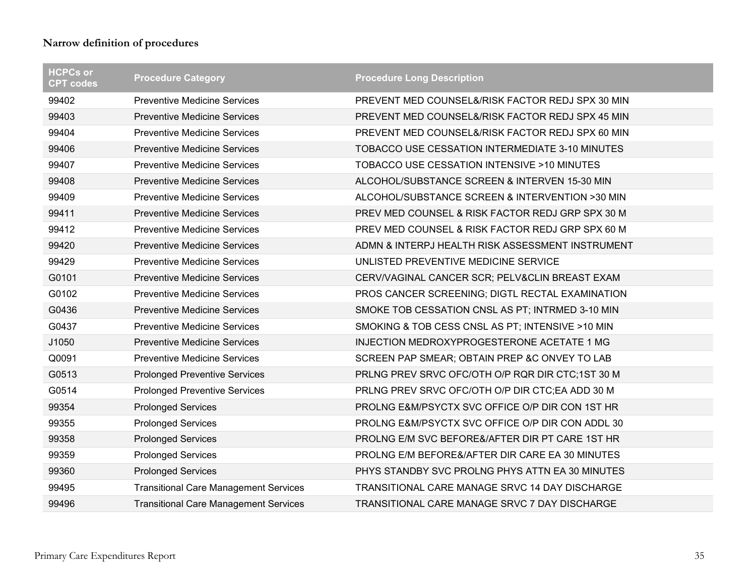**Narrow definition of procedures**

| HCPCs or CPT codes | Procedure Category | Procedure Long Description |
|---|---|---|
| 99402 | Preventive Medicine Services | PREVENT MED COUNSEL&/RISK FACTOR REDJ SPX 30 MIN |
| 99403 | Preventive Medicine Services | PREVENT MED COUNSEL&/RISK FACTOR REDJ SPX 45 MIN |
| 99404 | Preventive Medicine Services | PREVENT MED COUNSEL&/RISK FACTOR REDJ SPX 60 MIN |
| 99406 | Preventive Medicine Services | TOBACCO USE CESSATION INTERMEDIATE 3-10 MINUTES |
| 99407 | Preventive Medicine Services | TOBACCO USE CESSATION INTENSIVE >10 MINUTES |
| 99408 | Preventive Medicine Services | ALCOHOL/SUBSTANCE SCREEN & INTERVEN 15-30 MIN |
| 99409 | Preventive Medicine Services | ALCOHOL/SUBSTANCE SCREEN & INTERVENTION >30 MIN |
| 99411 | Preventive Medicine Services | PREV MED COUNSEL & RISK FACTOR REDJ GRP SPX 30 M |
| 99412 | Preventive Medicine Services | PREV MED COUNSEL & RISK FACTOR REDJ GRP SPX 60 M |
| 99420 | Preventive Medicine Services | ADMN & INTERPJ HEALTH RISK ASSESSMENT INSTRUMENT |
| 99429 | Preventive Medicine Services | UNLISTED PREVENTIVE MEDICINE SERVICE |
| G0101 | Preventive Medicine Services | CERV/VAGINAL CANCER SCR; PELV&CLIN BREAST EXAM |
| G0102 | Preventive Medicine Services | PROS CANCER SCREENING; DIGTL RECTAL EXAMINATION |
| G0436 | Preventive Medicine Services | SMOKE TOB CESSATION CNSL AS PT; INTRMED 3-10 MIN |
| G0437 | Preventive Medicine Services | SMOKING & TOB CESS CNSL AS PT; INTENSIVE >10 MIN |
| J1050 | Preventive Medicine Services | INJECTION MEDROXYPROGESTERONE ACETATE 1 MG |
| Q0091 | Preventive Medicine Services | SCREEN PAP SMEAR; OBTAIN PREP &C ONVEY TO LAB |
| G0513 | Prolonged Preventive Services | PRLNG PREV SRVC OFC/OTH O/P RQR DIR CTC;1ST 30 M |
| G0514 | Prolonged Preventive Services | PRLNG PREV SRVC OFC/OTH O/P DIR CTC;EA ADD 30 M |
| 99354 | Prolonged Services | PROLNG E&M/PSYCTX SVC OFFICE O/P DIR CON 1ST HR |
| 99355 | Prolonged Services | PROLNG E&M/PSYCTX SVC OFFICE O/P DIR CON ADDL 30 |
| 99358 | Prolonged Services | PROLNG E/M SVC BEFORE&/AFTER DIR PT CARE 1ST HR |
| 99359 | Prolonged Services | PROLNG E/M BEFORE&/AFTER DIR CARE EA 30 MINUTES |
| 99360 | Prolonged Services | PHYS STANDBY SVC PROLNG PHYS ATTN EA 30 MINUTES |
| 99495 | Transitional Care Management Services | TRANSITIONAL CARE MANAGE SRVC 14 DAY DISCHARGE |
| 99496 | Transitional Care Management Services | TRANSITIONAL CARE MANAGE SRVC 7 DAY DISCHARGE |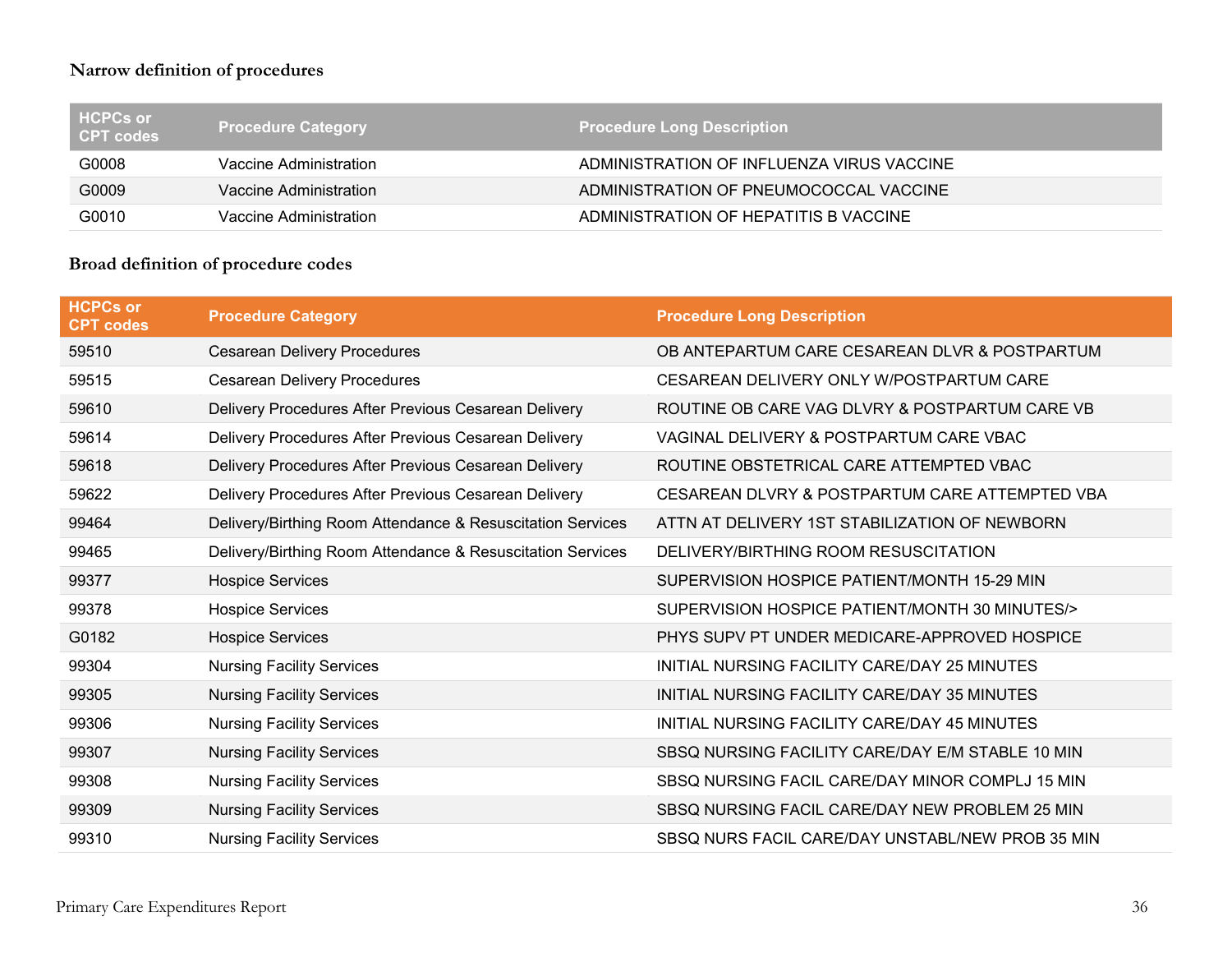**Narrow definition of procedures**

| HCPCs or CPT codes | Procedure Category | Procedure Long Description |
|---|---|---|
| G0008 | Vaccine Administration | ADMINISTRATION OF INFLUENZA VIRUS VACCINE |
| G0009 | Vaccine Administration | ADMINISTRATION OF PNEUMOCOCCAL VACCINE |
| G0010 | Vaccine Administration | ADMINISTRATION OF HEPATITIS B VACCINE |

**Broad definition of procedure codes**

| HCPCs or CPT codes | Procedure Category | Procedure Long Description |
|---|---|---|
| 59510 | Cesarean Delivery Procedures | OB ANTEPARTUM CARE CESAREAN DLVR & POSTPARTUM |
| 59515 | Cesarean Delivery Procedures | CESAREAN DELIVERY ONLY W/POSTPARTUM CARE |
| 59610 | Delivery Procedures After Previous Cesarean Delivery | ROUTINE OB CARE VAG DLVRY & POSTPARTUM CARE VB |
| 59614 | Delivery Procedures After Previous Cesarean Delivery | VAGINAL DELIVERY & POSTPARTUM CARE VBAC |
| 59618 | Delivery Procedures After Previous Cesarean Delivery | ROUTINE OBSTETRICAL CARE ATTEMPTED VBAC |
| 59622 | Delivery Procedures After Previous Cesarean Delivery | CESAREAN DLVRY & POSTPARTUM CARE ATTEMPTED VBA |
| 99464 | Delivery/Birthing Room Attendance & Resuscitation Services | ATTN AT DELIVERY 1ST STABILIZATION OF NEWBORN |
| 99465 | Delivery/Birthing Room Attendance & Resuscitation Services | DELIVERY/BIRTHING ROOM RESUSCITATION |
| 99377 | Hospice Services | SUPERVISION HOSPICE PATIENT/MONTH 15-29 MIN |
| 99378 | Hospice Services | SUPERVISION HOSPICE PATIENT/MONTH 30 MINUTES/> |
| G0182 | Hospice Services | PHYS SUPV PT UNDER MEDICARE-APPROVED HOSPICE |
| 99304 | Nursing Facility Services | INITIAL NURSING FACILITY CARE/DAY 25 MINUTES |
| 99305 | Nursing Facility Services | INITIAL NURSING FACILITY CARE/DAY 35 MINUTES |
| 99306 | Nursing Facility Services | INITIAL NURSING FACILITY CARE/DAY 45 MINUTES |
| 99307 | Nursing Facility Services | SBSQ NURSING FACILITY CARE/DAY E/M STABLE 10 MIN |
| 99308 | Nursing Facility Services | SBSQ NURSING FACIL CARE/DAY MINOR COMPLJ 15 MIN |
| 99309 | Nursing Facility Services | SBSQ NURSING FACIL CARE/DAY NEW PROBLEM 25 MIN |
| 99310 | Nursing Facility Services | SBSQ NURS FACIL CARE/DAY UNSTABL/NEW PROB 35 MIN |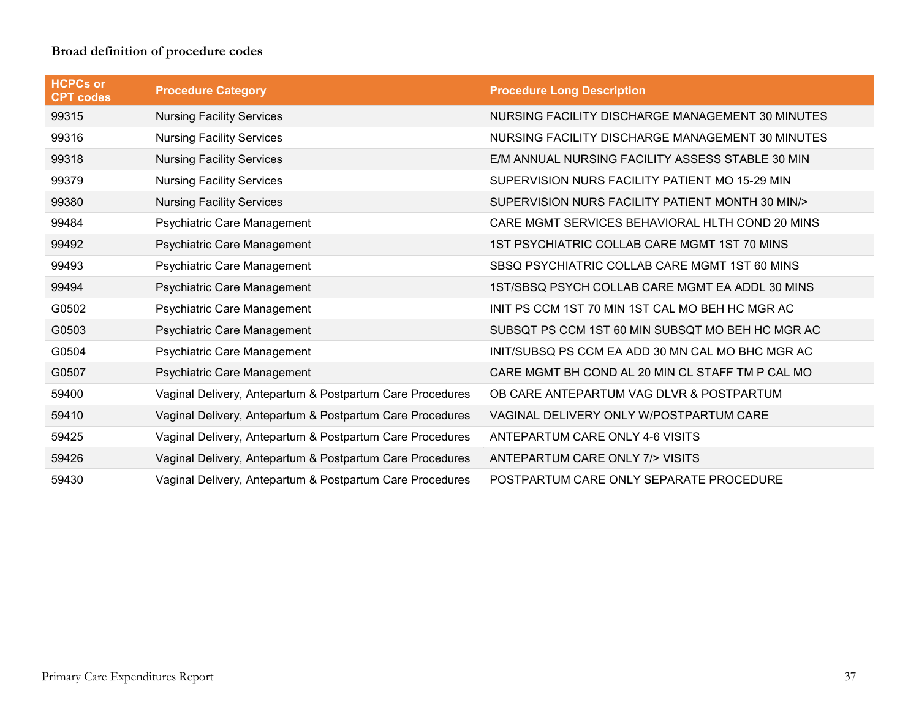**Broad definition of procedure codes**

| HCPCs or CPT codes | Procedure Category | Procedure Long Description |
|---|---|---|
| 99315 | Nursing Facility Services | NURSING FACILITY DISCHARGE MANAGEMENT 30 MINUTES |
| 99316 | Nursing Facility Services | NURSING FACILITY DISCHARGE MANAGEMENT 30 MINUTES |
| 99318 | Nursing Facility Services | E/M ANNUAL NURSING FACILITY ASSESS STABLE 30 MIN |
| 99379 | Nursing Facility Services | SUPERVISION NURS FACILITY PATIENT MO 15-29 MIN |
| 99380 | Nursing Facility Services | SUPERVISION NURS FACILITY PATIENT MONTH 30 MIN/> |
| 99484 | Psychiatric Care Management | CARE MGMT SERVICES BEHAVIORAL HLTH COND 20 MINS |
| 99492 | Psychiatric Care Management | 1ST PSYCHIATRIC COLLAB CARE MGMT 1ST 70 MINS |
| 99493 | Psychiatric Care Management | SBSQ PSYCHIATRIC COLLAB CARE MGMT 1ST 60 MINS |
| 99494 | Psychiatric Care Management | 1ST/SBSQ PSYCH COLLAB CARE MGMT EA ADDL 30 MINS |
| G0502 | Psychiatric Care Management | INIT PS CCM 1ST 70 MIN 1ST CAL MO BEH HC MGR AC |
| G0503 | Psychiatric Care Management | SUBSQT PS CCM 1ST 60 MIN SUBSQT MO BEH HC MGR AC |
| G0504 | Psychiatric Care Management | INIT/SUBSQ PS CCM EA ADD 30 MN CAL MO BHC MGR AC |
| G0507 | Psychiatric Care Management | CARE MGMT BH COND AL 20 MIN CL STAFF TM P CAL MO |
| 59400 | Vaginal Delivery, Antepartum & Postpartum Care Procedures | OB CARE ANTEPARTUM VAG DLVR & POSTPARTUM |
| 59410 | Vaginal Delivery, Antepartum & Postpartum Care Procedures | VAGINAL DELIVERY ONLY W/POSTPARTUM CARE |
| 59425 | Vaginal Delivery, Antepartum & Postpartum Care Procedures | ANTEPARTUM CARE ONLY 4-6 VISITS |
| 59426 | Vaginal Delivery, Antepartum & Postpartum Care Procedures | ANTEPARTUM CARE ONLY 7/> VISITS |
| 59430 | Vaginal Delivery, Antepartum & Postpartum Care Procedures | POSTPARTUM CARE ONLY SEPARATE PROCEDURE |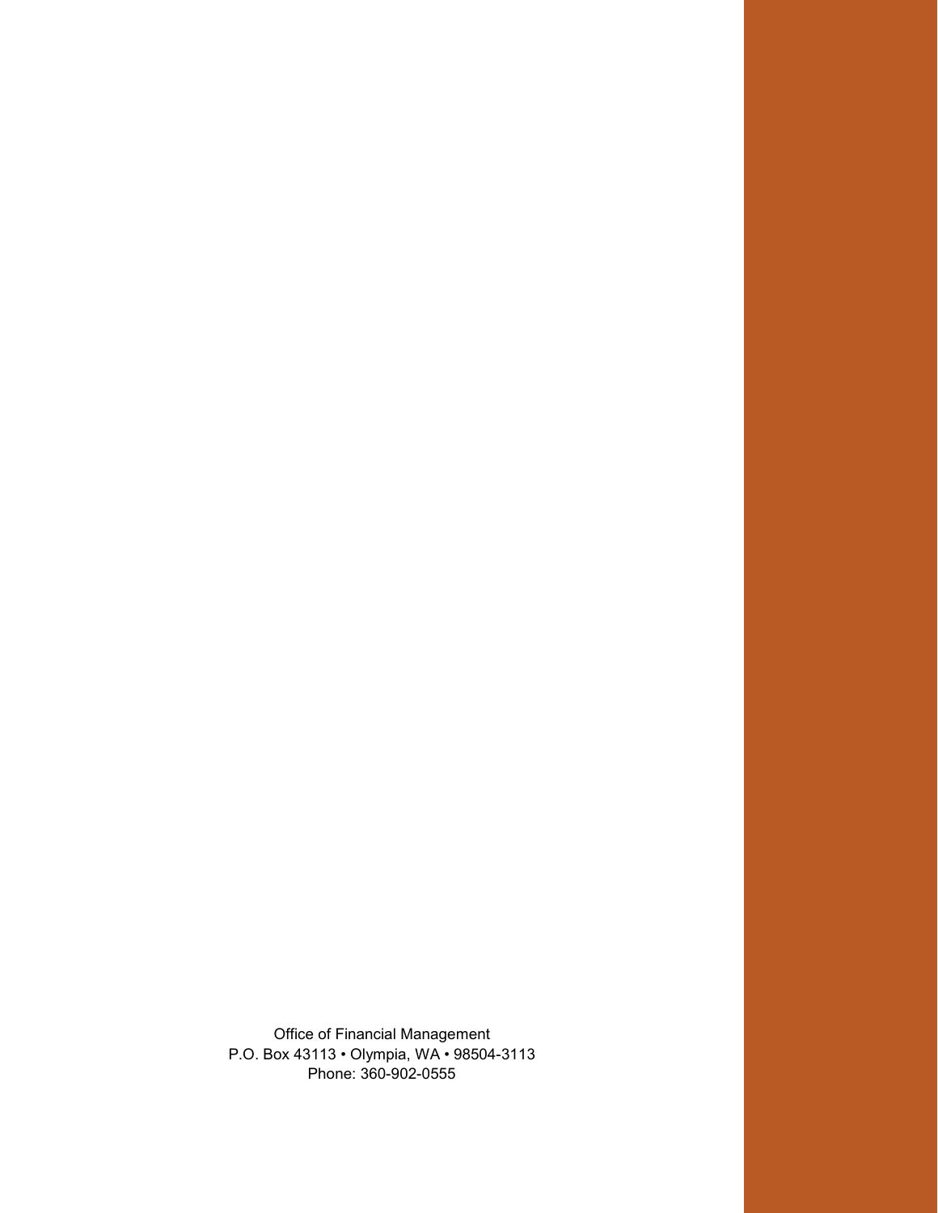Office of Financial Management
P.O. Box 43113 • Olympia, WA • 98504-3113
Phone: 360-902-0555